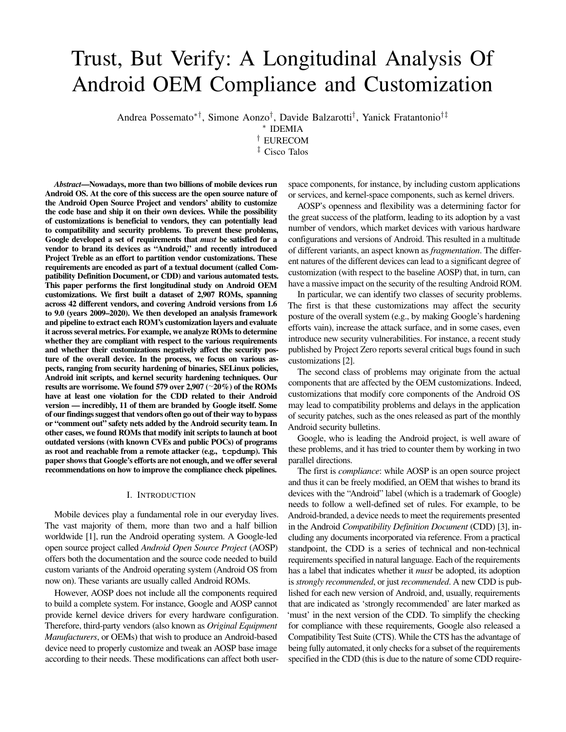# Trust, But Verify: A Longitudinal Analysis Of Android OEM Compliance and Customization

Andrea Possemato[*†], Simone Aonzo[†], Davide Balzarotti[†], Yanick Fratantonio[†‡]

[*] IDEMIA

[†] EURECOM

[‡] Cisco Talos

***Abstract*—Nowadays, more than two billions of mobile devices run Android OS. At the core of this success are the open source nature of the Android Open Source Project and vendors' ability to customize the code base and ship it on their own devices. While the possibility of customizations is beneficial to vendors, they can potentially lead to compatibility and security problems. To prevent these problems, Google developed a set of requirements that *must* be satisfied for a vendor to brand its devices as "Android," and recently introduced Project Treble as an effort to partition vendor customizations. These requirements are encoded as part of a textual document (called Compatibility Definition Document, or CDD) and various automated tests. This paper performs the first longitudinal study on Android OEM customizations. We first built a dataset of 2,907 ROMs, spanning across 42 different vendors, and covering Android versions from 1.6 to 9.0 (years 2009–2020). We then developed an analysis framework and pipeline to extract each ROM's customization layers and evaluate it across several metrics. For example, we analyze ROMs to determine whether they are compliant with respect to the various requirements and whether their customizations negatively affect the security posture of the overall device. In the process, we focus on various aspects, ranging from security hardening of binaries, SELinux policies, Android init scripts, and kernel security hardening techniques. Our results are worrisome. We found 579 over 2,907 (~20%) of the ROMs have at least one violation for the CDD related to their Android version — incredibly, 11 of them are branded by Google itself. Some of our findings suggest that vendors often go out of their way to bypass or "comment out" safety nets added by the Android security team. In other cases, we found ROMs that modify init scripts to launch at boot outdated versions (with known CVEs and public POCs) of programs as root and reachable from a remote attacker (e.g., `tcpdump`). This paper shows that Google's efforts are not enough, and we offer several recommendations on how to improve the compliance check pipelines.**

## I. Introduction

Mobile devices play a fundamental role in our everyday lives. The vast majority of them, more than two and a half billion worldwide [1], run the Android operating system. A Google-led open source project called *Android Open Source Project* (AOSP) offers both the documentation and the source code needed to build custom variants of the Android operating system (Android OS from now on). These variants are usually called Android ROMs.

However, AOSP does not include all the components required to build a complete system. For instance, Google and AOSP cannot provide kernel device drivers for every hardware configuration. Therefore, third-party vendors (also known as *Original Equipment Manufacturers*, or OEMs) that wish to produce an Android-based device need to properly customize and tweak an AOSP base image according to their needs. These modifications can affect both user-space components, for instance, by including custom applications or services, and kernel-space components, such as kernel drivers.

AOSP's openness and flexibility was a determining factor for the great success of the platform, leading to its adoption by a vast number of vendors, which market devices with various hardware configurations and versions of Android. This resulted in a multitude of different variants, an aspect known as *fragmentation*. The different natures of the different devices can lead to a significant degree of customization (with respect to the baseline AOSP) that, in turn, can have a massive impact on the security of the resulting Android ROM.

In particular, we can identify two classes of security problems. The first is that these customizations may affect the security posture of the overall system (e.g., by making Google's hardening efforts vain), increase the attack surface, and in some cases, even introduce new security vulnerabilities. For instance, a recent study published by Project Zero reports several critical bugs found in such customizations [2].

The second class of problems may originate from the actual components that are affected by the OEM customizations. Indeed, customizations that modify core components of the Android OS may lead to compatibility problems and delays in the application of security patches, such as the ones released as part of the monthly Android security bulletins.

Google, who is leading the Android project, is well aware of these problems, and it has tried to counter them by working in two parallel directions.

The first is *compliance*: while AOSP is an open source project and thus it can be freely modified, an OEM that wishes to brand its devices with the "Android" label (which is a trademark of Google) needs to follow a well-defined set of rules. For example, to be Android-branded, a device needs to meet the requirements presented in the Android *Compatibility Definition Document* (CDD) [3], including any documents incorporated via reference. From a practical standpoint, the CDD is a series of technical and non-technical requirements specified in natural language. Each of the requirements has a label that indicates whether it *must* be adopted, its adoption is *strongly recommended*, or just *recommended*. A new CDD is published for each new version of Android, and, usually, requirements that are indicated as 'strongly recommended' are later marked as 'must' in the next version of the CDD. To simplify the checking for compliance with these requirements, Google also released a Compatibility Test Suite (CTS). While the CTS has the advantage of being fully automated, it only checks for a subset of the requirements specified in the CDD (this is due to the nature of some CDD require-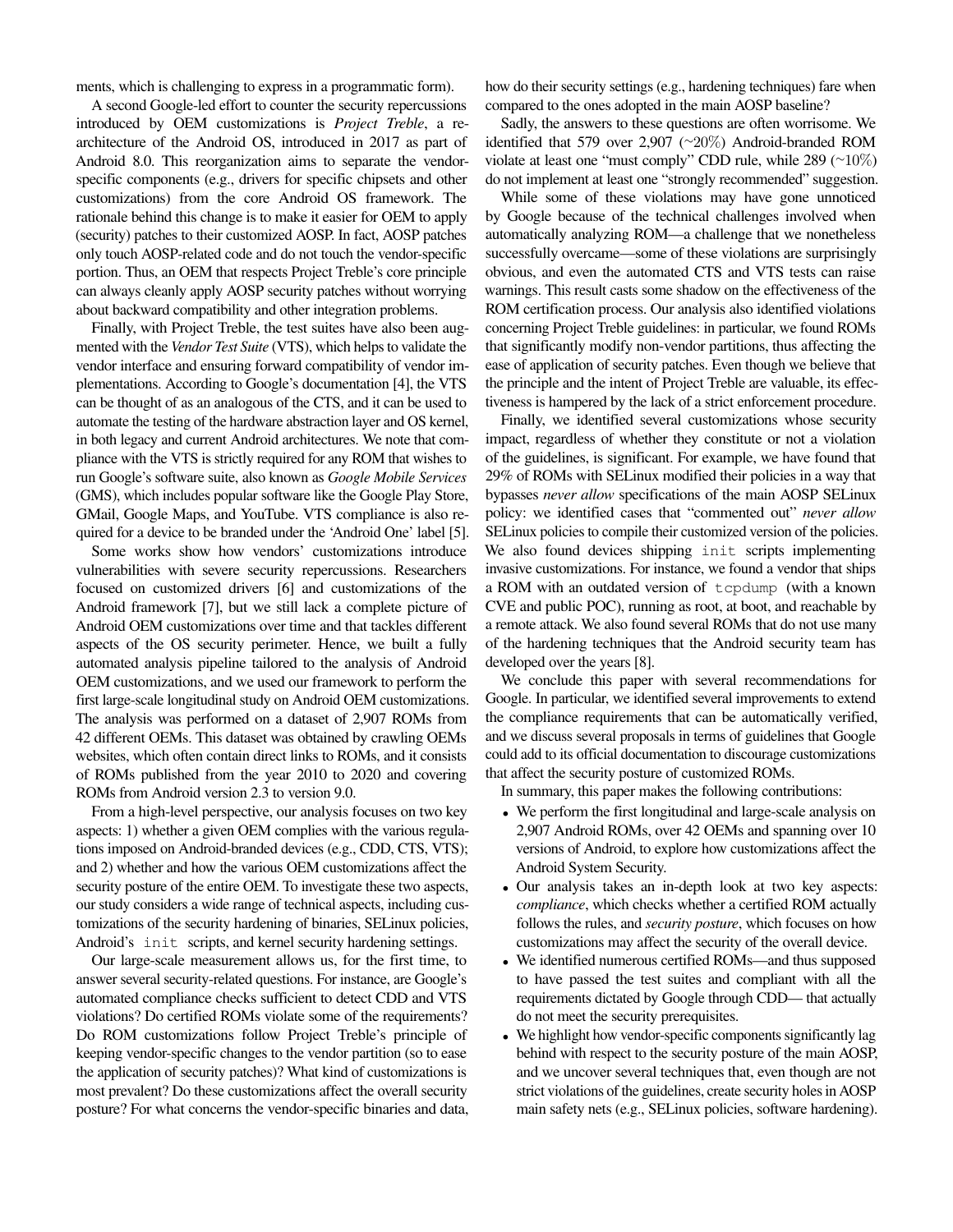ments, which is challenging to express in a programmatic form).

A second Google-led effort to counter the security repercussions introduced by OEM customizations is *Project Treble*, a re-architecture of the Android OS, introduced in 2017 as part of Android 8.0. This reorganization aims to separate the vendor-specific components (e.g., drivers for specific chipsets and other customizations) from the core Android OS framework. The rationale behind this change is to make it easier for OEM to apply (security) patches to their customized AOSP. In fact, AOSP patches only touch AOSP-related code and do not touch the vendor-specific portion. Thus, an OEM that respects Project Treble's core principle can always cleanly apply AOSP security patches without worrying about backward compatibility and other integration problems.

Finally, with Project Treble, the test suites have also been augmented with the *Vendor Test Suite* (VTS), which helps to validate the vendor interface and ensuring forward compatibility of vendor implementations. According to Google's documentation [4], the VTS can be thought of as an analogous of the CTS, and it can be used to automate the testing of the hardware abstraction layer and OS kernel, in both legacy and current Android architectures. We note that compliance with the VTS is strictly required for any ROM that wishes to run Google's software suite, also known as *Google Mobile Services* (GMS), which includes popular software like the Google Play Store, GMail, Google Maps, and YouTube. VTS compliance is also required for a device to be branded under the 'Android One' label [5].

Some works show how vendors' customizations introduce vulnerabilities with severe security repercussions. Researchers focused on customized drivers [6] and customizations of the Android framework [7], but we still lack a complete picture of Android OEM customizations over time and that tackles different aspects of the OS security perimeter. Hence, we built a fully automated analysis pipeline tailored to the analysis of Android OEM customizations, and we used our framework to perform the first large-scale longitudinal study on Android OEM customizations. The analysis was performed on a dataset of 2,907 ROMs from 42 different OEMs. This dataset was obtained by crawling OEMs websites, which often contain direct links to ROMs, and it consists of ROMs published from the year 2010 to 2020 and covering ROMs from Android version 2.3 to version 9.0.

From a high-level perspective, our analysis focuses on two key aspects: 1) whether a given OEM complies with the various regulations imposed on Android-branded devices (e.g., CDD, CTS, VTS); and 2) whether and how the various OEM customizations affect the security posture of the entire OEM. To investigate these two aspects, our study considers a wide range of technical aspects, including customizations of the security hardening of binaries, SELinux policies, Android's `init` scripts, and kernel security hardening settings.

Our large-scale measurement allows us, for the first time, to answer several security-related questions. For instance, are Google's automated compliance checks sufficient to detect CDD and VTS violations? Do certified ROMs violate some of the requirements? Do ROM customizations follow Project Treble's principle of keeping vendor-specific changes to the vendor partition (so to ease the application of security patches)? What kind of customizations is most prevalent? Do these customizations affect the overall security posture? For what concerns the vendor-specific binaries and data, how do their security settings (e.g., hardening techniques) fare when compared to the ones adopted in the main AOSP baseline?

Sadly, the answers to these questions are often worrisome. We identified that 579 over 2,907 (~20%) Android-branded ROM violate at least one "must comply" CDD rule, while 289 (~10%) do not implement at least one "strongly recommended" suggestion.

While some of these violations may have gone unnoticed by Google because of the technical challenges involved when automatically analyzing ROM—a challenge that we nonetheless successfully overcame—some of these violations are surprisingly obvious, and even the automated CTS and VTS tests can raise warnings. This result casts some shadow on the effectiveness of the ROM certification process. Our analysis also identified violations concerning Project Treble guidelines: in particular, we found ROMs that significantly modify non-vendor partitions, thus affecting the ease of application of security patches. Even though we believe that the principle and the intent of Project Treble are valuable, its effectiveness is hampered by the lack of a strict enforcement procedure.

Finally, we identified several customizations whose security impact, regardless of whether they constitute or not a violation of the guidelines, is significant. For example, we have found that 29% of ROMs with SELinux modified their policies in a way that bypasses *never allow* specifications of the main AOSP SELinux policy: we identified cases that "commented out" *never allow* SELinux policies to compile their customized version of the policies. We also found devices shipping `init` scripts implementing invasive customizations. For instance, we found a vendor that ships a ROM with an outdated version of `tcpdump` (with a known CVE and public POC), running as root, at boot, and reachable by a remote attack. We also found several ROMs that do not use many of the hardening techniques that the Android security team has developed over the years [8].

We conclude this paper with several recommendations for Google. In particular, we identified several improvements to extend the compliance requirements that can be automatically verified, and we discuss several proposals in terms of guidelines that Google could add to its official documentation to discourage customizations that affect the security posture of customized ROMs.

In summary, this paper makes the following contributions:

- We perform the first longitudinal and large-scale analysis on 2,907 Android ROMs, over 42 OEMs and spanning over 10 versions of Android, to explore how customizations affect the Android System Security.
- Our analysis takes an in-depth look at two key aspects: *compliance*, which checks whether a certified ROM actually follows the rules, and *security posture*, which focuses on how customizations may affect the security of the overall device.
- We identified numerous certified ROMs—and thus supposed to have passed the test suites and compliant with all the requirements dictated by Google through CDD— that actually do not meet the security prerequisites.
- We highlight how vendor-specific components significantly lag behind with respect to the security posture of the main AOSP, and we uncover several techniques that, even though are not strict violations of the guidelines, create security holes in AOSP main safety nets (e.g., SELinux policies, software hardening).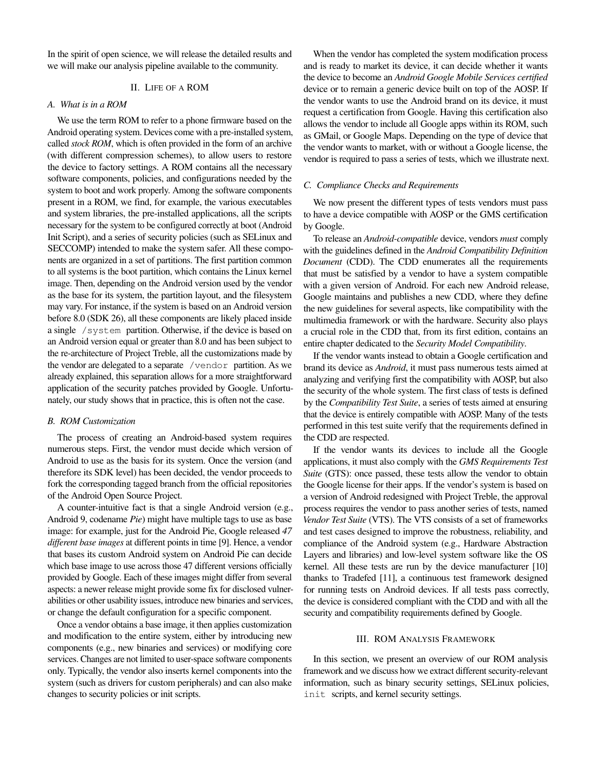In the spirit of open science, we will release the detailed results and we will make our analysis pipeline available to the community.

## II. Life of a ROM

### A. What is in a ROM

We use the term ROM to refer to a phone firmware based on the Android operating system. Devices come with a pre-installed system, called *stock ROM*, which is often provided in the form of an archive (with different compression schemes), to allow users to restore the device to factory settings. A ROM contains all the necessary software components, policies, and configurations needed by the system to boot and work properly. Among the software components present in a ROM, we find, for example, the various executables and system libraries, the pre-installed applications, all the scripts necessary for the system to be configured correctly at boot (Android Init Script), and a series of security policies (such as SELinux and SECCOMP) intended to make the system safer. All these components are organized in a set of partitions. The first partition common to all systems is the boot partition, which contains the Linux kernel image. Then, depending on the Android version used by the vendor as the base for its system, the partition layout, and the filesystem may vary. For instance, if the system is based on an Android version before 8.0 (SDK 26), all these components are likely placed inside a single `/system` partition. Otherwise, if the device is based on an Android version equal or greater than 8.0 and has been subject to the re-architecture of Project Treble, all the customizations made by the vendor are delegated to a separate `/vendor` partition. As we already explained, this separation allows for a more straightforward application of the security patches provided by Google. Unfortunately, our study shows that in practice, this is often not the case.

### B. ROM Customization

The process of creating an Android-based system requires numerous steps. First, the vendor must decide which version of Android to use as the basis for its system. Once the version (and therefore its SDK level) has been decided, the vendor proceeds to fork the corresponding tagged branch from the official repositories of the Android Open Source Project.

A counter-intuitive fact is that a single Android version (e.g., Android 9, codename *Pie*) might have multiple tags to use as base image: for example, just for the Android Pie, Google released *47 different base images* at different points in time [9]. Hence, a vendor that bases its custom Android system on Android Pie can decide which base image to use across those 47 different versions officially provided by Google. Each of these images might differ from several aspects: a newer release might provide some fix for disclosed vulnerabilities or other usability issues, introduce new binaries and services, or change the default configuration for a specific component.

Once a vendor obtains a base image, it then applies customization and modification to the entire system, either by introducing new components (e.g., new binaries and services) or modifying core services. Changes are not limited to user-space software components only. Typically, the vendor also inserts kernel components into the system (such as drivers for custom peripherals) and can also make changes to security policies or init scripts.

When the vendor has completed the system modification process and is ready to market its device, it can decide whether it wants the device to become an *Android Google Mobile Services certified* device or to remain a generic device built on top of the AOSP. If the vendor wants to use the Android brand on its device, it must request a certification from Google. Having this certification also allows the vendor to include all Google apps within its ROM, such as GMail, or Google Maps. Depending on the type of device that the vendor wants to market, with or without a Google license, the vendor is required to pass a series of tests, which we illustrate next.

### C. Compliance Checks and Requirements

We now present the different types of tests vendors must pass to have a device compatible with AOSP or the GMS certification by Google.

To release an *Android-compatible* device, vendors *must* comply with the guidelines defined in the *Android Compatibility Definition Document* (CDD). The CDD enumerates all the requirements that must be satisfied by a vendor to have a system compatible with a given version of Android. For each new Android release, Google maintains and publishes a new CDD, where they define the new guidelines for several aspects, like compatibility with the multimedia framework or with the hardware. Security also plays a crucial role in the CDD that, from its first edition, contains an entire chapter dedicated to the *Security Model Compatibility*.

If the vendor wants instead to obtain a Google certification and brand its device as *Android*, it must pass numerous tests aimed at analyzing and verifying first the compatibility with AOSP, but also the security of the whole system. The first class of tests is defined by the *Compatibility Test Suite*, a series of tests aimed at ensuring that the device is entirely compatible with AOSP. Many of the tests performed in this test suite verify that the requirements defined in the CDD are respected.

If the vendor wants its devices to include all the Google applications, it must also comply with the *GMS Requirements Test Suite* (GTS): once passed, these tests allow the vendor to obtain the Google license for their apps. If the vendor's system is based on a version of Android redesigned with Project Treble, the approval process requires the vendor to pass another series of tests, named *Vendor Test Suite* (VTS). The VTS consists of a set of frameworks and test cases designed to improve the robustness, reliability, and compliance of the Android system (e.g., Hardware Abstraction Layers and libraries) and low-level system software like the OS kernel. All these tests are run by the device manufacturer [10] thanks to Tradefed [11], a continuous test framework designed for running tests on Android devices. If all tests pass correctly, the device is considered compliant with the CDD and with all the security and compatibility requirements defined by Google.

## III. ROM Analysis Framework

In this section, we present an overview of our ROM analysis framework and we discuss how we extract different security-relevant information, such as binary security settings, SELinux policies, `init` scripts, and kernel security settings.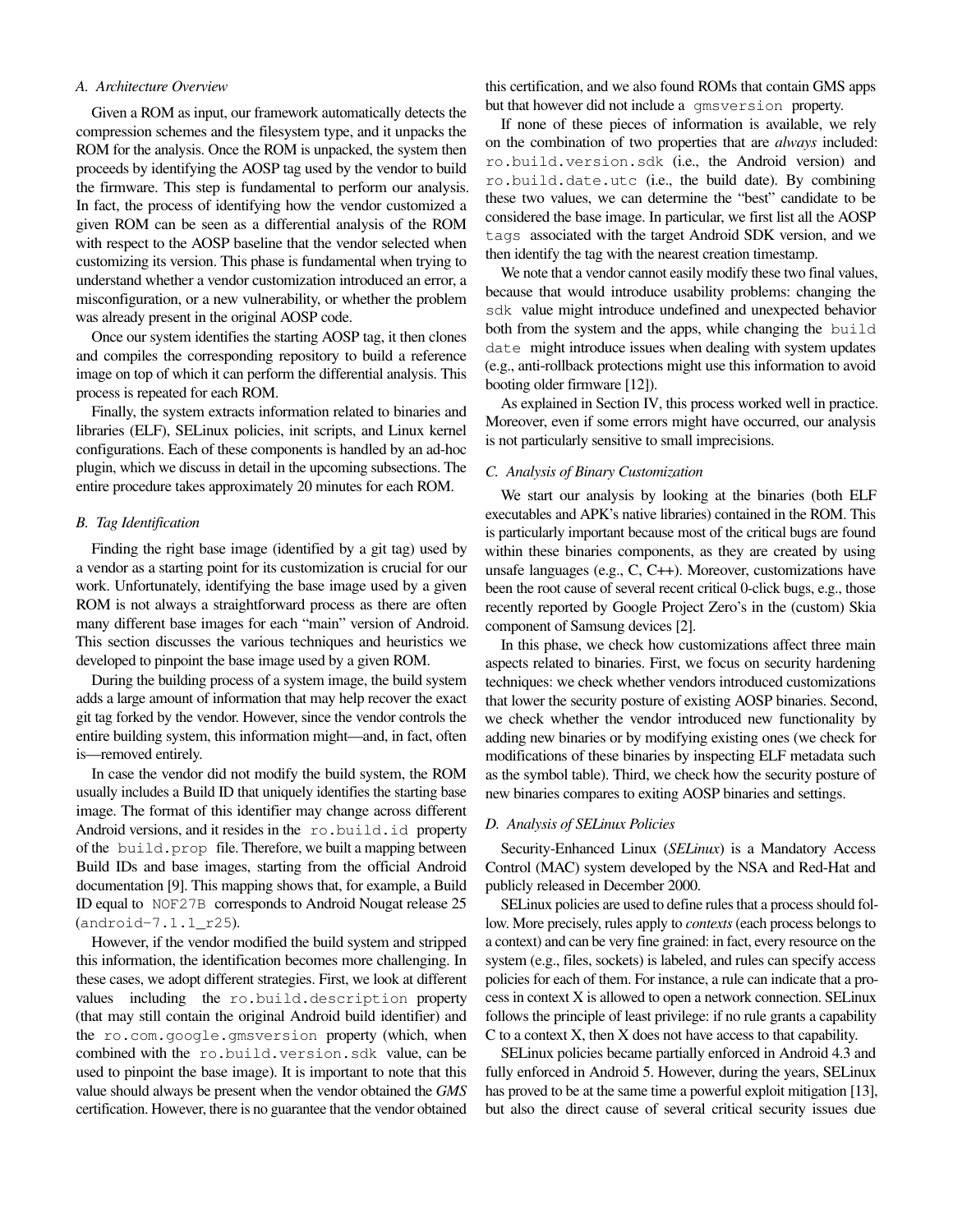### A. Architecture Overview

Given a ROM as input, our framework automatically detects the compression schemes and the filesystem type, and it unpacks the ROM for the analysis. Once the ROM is unpacked, the system then proceeds by identifying the AOSP tag used by the vendor to build the firmware. This step is fundamental to perform our analysis. In fact, the process of identifying how the vendor customized a given ROM can be seen as a differential analysis of the ROM with respect to the AOSP baseline that the vendor selected when customizing its version. This phase is fundamental when trying to understand whether a vendor customization introduced an error, a misconfiguration, or a new vulnerability, or whether the problem was already present in the original AOSP code.

Once our system identifies the starting AOSP tag, it then clones and compiles the corresponding repository to build a reference image on top of which it can perform the differential analysis. This process is repeated for each ROM.

Finally, the system extracts information related to binaries and libraries (ELF), SELinux policies, init scripts, and Linux kernel configurations. Each of these components is handled by an ad-hoc plugin, which we discuss in detail in the upcoming subsections. The entire procedure takes approximately 20 minutes for each ROM.

### B. Tag Identification

Finding the right base image (identified by a git tag) used by a vendor as a starting point for its customization is crucial for our work. Unfortunately, identifying the base image used by a given ROM is not always a straightforward process as there are often many different base images for each "main" version of Android. This section discusses the various techniques and heuristics we developed to pinpoint the base image used by a given ROM.

During the building process of a system image, the build system adds a large amount of information that may help recover the exact git tag forked by the vendor. However, since the vendor controls the entire building system, this information might—and, in fact, often is—removed entirely.

In case the vendor did not modify the build system, the ROM usually includes a Build ID that uniquely identifies the starting base image. The format of this identifier may change across different Android versions, and it resides in the `ro.build.id` property of the `build.prop` file. Therefore, we built a mapping between Build IDs and base images, starting from the official Android documentation [9]. This mapping shows that, for example, a Build ID equal to `NOF27B` corresponds to Android Nougat release 25 (`android-7.1.1_r25`).

However, if the vendor modified the build system and stripped this information, the identification becomes more challenging. In these cases, we adopt different strategies. First, we look at different values including the `ro.build.description` property (that may still contain the original Android build identifier) and the `ro.com.google.gmsversion` property (which, when combined with the `ro.build.version.sdk` value, can be used to pinpoint the base image). It is important to note that this value should always be present when the vendor obtained the *GMS* certification. However, there is no guarantee that the vendor obtained this certification, and we also found ROMs that contain GMS apps but that however did not include a `gmsversion` property.

If none of these pieces of information is available, we rely on the combination of two properties that are *always* included: `ro.build.version.sdk` (i.e., the Android version) and `ro.build.date.utc` (i.e., the build date). By combining these two values, we can determine the "best" candidate to be considered the base image. In particular, we first list all the AOSP `tags` associated with the target Android SDK version, and we then identify the tag with the nearest creation timestamp.

We note that a vendor cannot easily modify these two final values, because that would introduce usability problems: changing the `sdk` value might introduce undefined and unexpected behavior both from the system and the apps, while changing the `build date` might introduce issues when dealing with system updates (e.g., anti-rollback protections might use this information to avoid booting older firmware [12]).

As explained in Section IV, this process worked well in practice. Moreover, even if some errors might have occurred, our analysis is not particularly sensitive to small imprecisions.

### C. Analysis of Binary Customization

We start our analysis by looking at the binaries (both ELF executables and APK's native libraries) contained in the ROM. This is particularly important because most of the critical bugs are found within these binaries components, as they are created by using unsafe languages (e.g., C, C++). Moreover, customizations have been the root cause of several recent critical 0-click bugs, e.g., those recently reported by Google Project Zero's in the (custom) Skia component of Samsung devices [2].

In this phase, we check how customizations affect three main aspects related to binaries. First, we focus on security hardening techniques: we check whether vendors introduced customizations that lower the security posture of existing AOSP binaries. Second, we check whether the vendor introduced new functionality by adding new binaries or by modifying existing ones (we check for modifications of these binaries by inspecting ELF metadata such as the symbol table). Third, we check how the security posture of new binaries compares to exiting AOSP binaries and settings.

### D. Analysis of SELinux Policies

Security-Enhanced Linux (*SELinux*) is a Mandatory Access Control (MAC) system developed by the NSA and Red-Hat and publicly released in December 2000.

SELinux policies are used to define rules that a process should follow. More precisely, rules apply to *contexts* (each process belongs to a context) and can be very fine grained: in fact, every resource on the system (e.g., files, sockets) is labeled, and rules can specify access policies for each of them. For instance, a rule can indicate that a process in context X is allowed to open a network connection. SELinux follows the principle of least privilege: if no rule grants a capability C to a context X, then X does not have access to that capability.

SELinux policies became partially enforced in Android 4.3 and fully enforced in Android 5. However, during the years, SELinux has proved to be at the same time a powerful exploit mitigation [13], but also the direct cause of several critical security issues due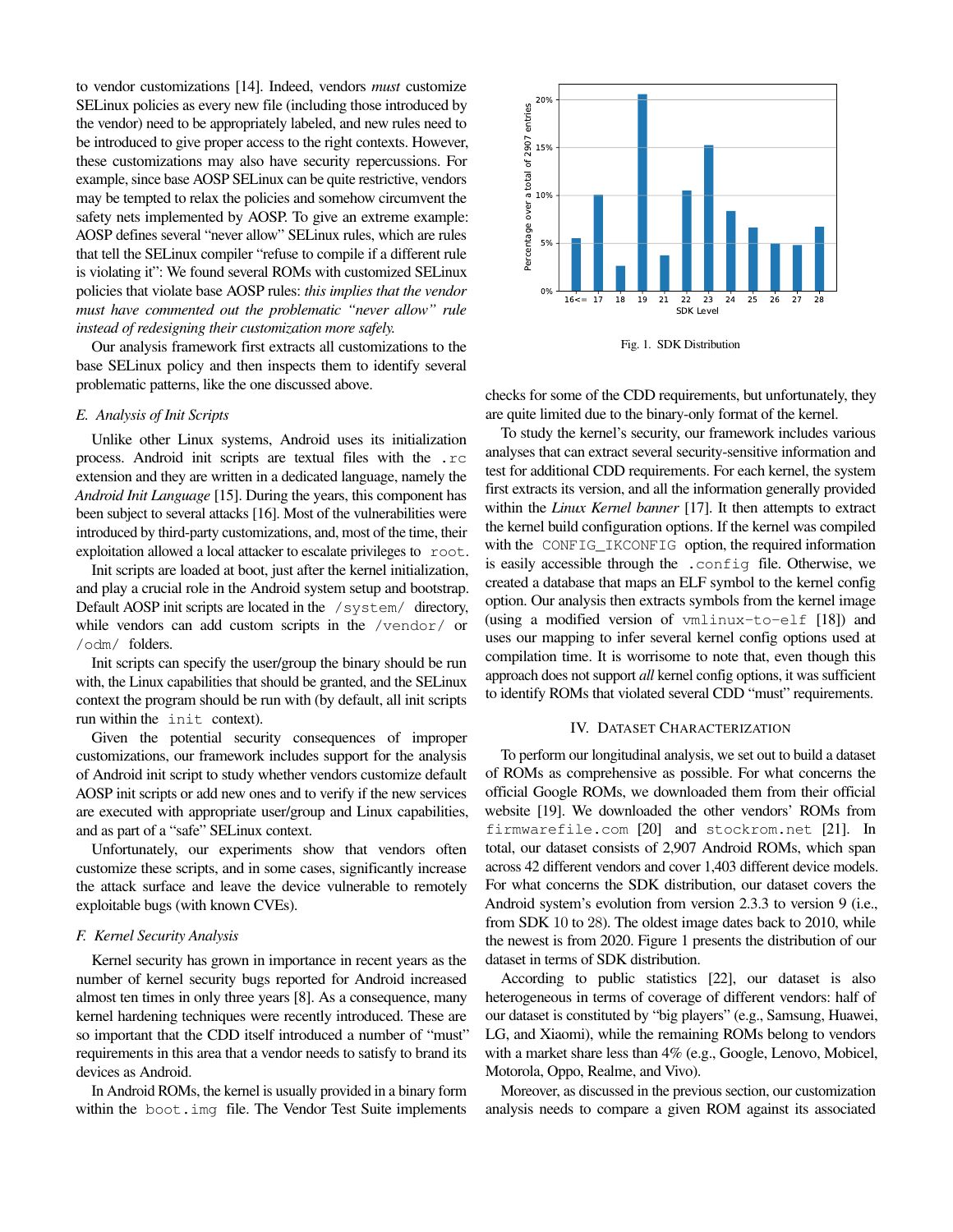to vendor customizations [14]. Indeed, vendors *must* customize SELinux policies as every new file (including those introduced by the vendor) need to be appropriately labeled, and new rules need to be introduced to give proper access to the right contexts. However, these customizations may also have security repercussions. For example, since base AOSP SELinux can be quite restrictive, vendors may be tempted to relax the policies and somehow circumvent the safety nets implemented by AOSP. To give an extreme example: AOSP defines several "never allow" SELinux rules, which are rules that tell the SELinux compiler "refuse to compile if a different rule is violating it": We found several ROMs with customized SELinux policies that violate base AOSP rules: *this implies that the vendor must have commented out the problematic "never allow" rule instead of redesigning their customization more safely.*

Our analysis framework first extracts all customizations to the base SELinux policy and then inspects them to identify several problematic patterns, like the one discussed above.

### E. Analysis of Init Scripts

Unlike other Linux systems, Android uses its initialization process. Android init scripts are textual files with the `.rc` extension and they are written in a dedicated language, namely the *Android Init Language* [15]. During the years, this component has been subject to several attacks [16]. Most of the vulnerabilities were introduced by third-party customizations, and, most of the time, their exploitation allowed a local attacker to escalate privileges to `root`.

Init scripts are loaded at boot, just after the kernel initialization, and play a crucial role in the Android system setup and bootstrap. Default AOSP init scripts are located in the `/system/` directory, while vendors can add custom scripts in the `/vendor/` or `/odm/` folders.

Init scripts can specify the user/group the binary should be run with, the Linux capabilities that should be granted, and the SELinux context the program should be run with (by default, all init scripts run within the `init` context).

Given the potential security consequences of improper customizations, our framework includes support for the analysis of Android init script to study whether vendors customize default AOSP init scripts or add new ones and to verify if the new services are executed with appropriate user/group and Linux capabilities, and as part of a "safe" SELinux context.

Unfortunately, our experiments show that vendors often customize these scripts, and in some cases, significantly increase the attack surface and leave the device vulnerable to remotely exploitable bugs (with known CVEs).

### F. Kernel Security Analysis

Kernel security has grown in importance in recent years as the number of kernel security bugs reported for Android increased almost ten times in only three years [8]. As a consequence, many kernel hardening techniques were recently introduced. These are so important that the CDD itself introduced a number of "must" requirements in this area that a vendor needs to satisfy to brand its devices as Android.

In Android ROMs, the kernel is usually provided in a binary form within the `boot.img` file. The Vendor Test Suite implements checks for some of the CDD requirements, but unfortunately, they are quite limited due to the binary-only format of the kernel.

To study the kernel's security, our framework includes various analyses that can extract several security-sensitive information and test for additional CDD requirements. For each kernel, the system first extracts its version, and all the information generally provided within the *Linux Kernel banner* [17]. It then attempts to extract the kernel build configuration options. If the kernel was compiled with the `CONFIG_IKCONFIG` option, the required information is easily accessible through the `.config` file. Otherwise, we created a database that maps an ELF symbol to the kernel config option. Our analysis then extracts symbols from the kernel image (using a modified version of `vmlinux-to-elf` [18]) and uses our mapping to infer several kernel config options used at compilation time. It is worrisome to note that, even though this approach does not support *all* kernel config options, it was sufficient to identify ROMs that violated several CDD "must" requirements.

Fig. 1. SDK Distribution

## IV. Dataset Characterization

To perform our longitudinal analysis, we set out to build a dataset of ROMs as comprehensive as possible. For what concerns the official Google ROMs, we downloaded them from their official website [19]. We downloaded the other vendors' ROMs from `firmwarefile.com` [20] and `stockrom.net` [21]. In total, our dataset consists of 2,907 Android ROMs, which span across 42 different vendors and cover 1,403 different device models. For what concerns the SDK distribution, our dataset covers the Android system's evolution from version 2.3.3 to version 9 (i.e., from SDK 10 to 28). The oldest image dates back to 2010, while the newest is from 2020. Figure 1 presents the distribution of our dataset in terms of SDK distribution.

According to public statistics [22], our dataset is also heterogeneous in terms of coverage of different vendors: half of our dataset is constituted by "big players" (e.g., Samsung, Huawei, LG, and Xiaomi), while the remaining ROMs belong to vendors with a market share less than 4% (e.g., Google, Lenovo, Mobicel, Motorola, Oppo, Realme, and Vivo).

Moreover, as discussed in the previous section, our customization analysis needs to compare a given ROM against its associated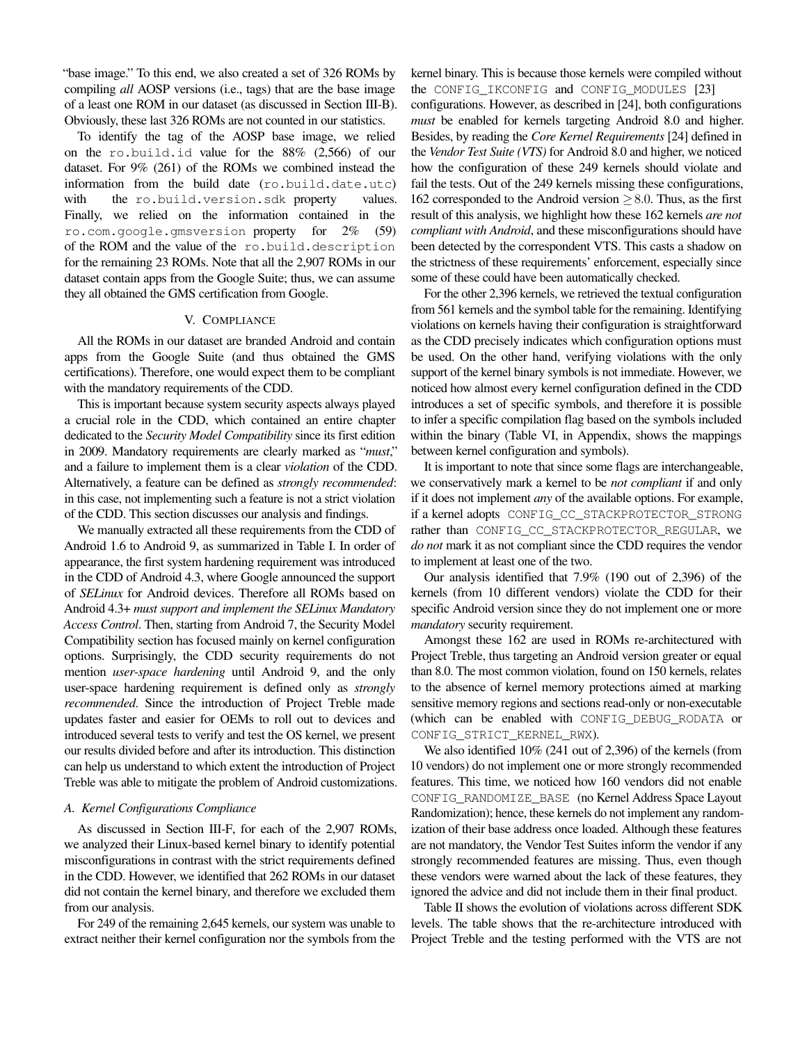"base image." To this end, we also created a set of 326 ROMs by compiling *all* AOSP versions (i.e., tags) that are the base image of a least one ROM in our dataset (as discussed in Section III-B). Obviously, these last 326 ROMs are not counted in our statistics.

To identify the tag of the AOSP base image, we relied on the `ro.build.id` value for the 88% (2,566) of our dataset. For 9% (261) of the ROMs we combined instead the information from the build date (`ro.build.date.utc`) with the `ro.build.version.sdk` property values. Finally, we relied on the information contained in the `ro.com.google.gmsversion` property for 2% (59) of the ROM and the value of the `ro.build.description` for the remaining 23 ROMs. Note that all the 2,907 ROMs in our dataset contain apps from the Google Suite; thus, we can assume they all obtained the GMS certification from Google.

## V. Compliance

All the ROMs in our dataset are branded Android and contain apps from the Google Suite (and thus obtained the GMS certifications). Therefore, one would expect them to be compliant with the mandatory requirements of the CDD.

This is important because system security aspects always played a crucial role in the CDD, which contained an entire chapter dedicated to the *Security Model Compatibility* since its first edition in 2009. Mandatory requirements are clearly marked as "*must*," and a failure to implement them is a clear *violation* of the CDD. Alternatively, a feature can be defined as *strongly recommended*: in this case, not implementing such a feature is not a strict violation of the CDD. This section discusses our analysis and findings.

We manually extracted all these requirements from the CDD of Android 1.6 to Android 9, as summarized in Table I. In order of appearance, the first system hardening requirement was introduced in the CDD of Android 4.3, where Google announced the support of *SELinux* for Android devices. Therefore all ROMs based on Android 4.3+ *must support and implement the SELinux Mandatory Access Control*. Then, starting from Android 7, the Security Model Compatibility section has focused mainly on kernel configuration options. Surprisingly, the CDD security requirements do not mention *user-space hardening* until Android 9, and the only user-space hardening requirement is defined only as *strongly recommended*. Since the introduction of Project Treble made updates faster and easier for OEMs to roll out to devices and introduced several tests to verify and test the OS kernel, we present our results divided before and after its introduction. This distinction can help us understand to which extent the introduction of Project Treble was able to mitigate the problem of Android customizations.

### A. Kernel Configurations Compliance

As discussed in Section III-F, for each of the 2,907 ROMs, we analyzed their Linux-based kernel binary to identify potential misconfigurations in contrast with the strict requirements defined in the CDD. However, we identified that 262 ROMs in our dataset did not contain the kernel binary, and therefore we excluded them from our analysis.

For 249 of the remaining 2,645 kernels, our system was unable to extract neither their kernel configuration nor the symbols from the kernel binary. This is because those kernels were compiled without the `CONFIG_IKCONFIG` and `CONFIG_MODULES` [23] configurations. However, as described in [24], both configurations *must* be enabled for kernels targeting Android 8.0 and higher. Besides, by reading the *Core Kernel Requirements* [24] defined in the *Vendor Test Suite (VTS)* for Android 8.0 and higher, we noticed how the configuration of these 249 kernels should violate and fail the tests. Out of the 249 kernels missing these configurations, 162 corresponded to the Android version $\geq 8.0$. Thus, as the first result of this analysis, we highlight how these 162 kernels *are not compliant with Android*, and these misconfigurations should have been detected by the correspondent VTS. This casts a shadow on the strictness of these requirements' enforcement, especially since some of these could have been automatically checked.

For the other 2,396 kernels, we retrieved the textual configuration from 561 kernels and the symbol table for the remaining. Identifying violations on kernels having their configuration is straightforward as the CDD precisely indicates which configuration options must be used. On the other hand, verifying violations with the only support of the kernel binary symbols is not immediate. However, we noticed how almost every kernel configuration defined in the CDD introduces a set of specific symbols, and therefore it is possible to infer a specific compilation flag based on the symbols included within the binary (Table VI, in Appendix, shows the mappings between kernel configuration and symbols).

It is important to note that since some flags are interchangeable, we conservatively mark a kernel to be *not compliant* if and only if it does not implement *any* of the available options. For example, if a kernel adopts `CONFIG_CC_STACKPROTECTOR_STRONG` rather than `CONFIG_CC_STACKPROTECTOR_REGULAR`, we *do not* mark it as not compliant since the CDD requires the vendor to implement at least one of the two.

Our analysis identified that 7.9% (190 out of 2,396) of the kernels (from 10 different vendors) violate the CDD for their specific Android version since they do not implement one or more *mandatory* security requirement.

Amongst these 162 are used in ROMs re-architectured with Project Treble, thus targeting an Android version greater or equal than 8.0. The most common violation, found on 150 kernels, relates to the absence of kernel memory protections aimed at marking sensitive memory regions and sections read-only or non-executable (which can be enabled with `CONFIG_DEBUG_RODATA` or `CONFIG_STRICT_KERNEL_RWX`).

We also identified 10% (241 out of 2,396) of the kernels (from 10 vendors) do not implement one or more strongly recommended features. This time, we noticed how 160 vendors did not enable `CONFIG_RANDOMIZE_BASE` (no Kernel Address Space Layout Randomization); hence, these kernels do not implement any randomization of their base address once loaded. Although these features are not mandatory, the Vendor Test Suites inform the vendor if any strongly recommended features are missing. Thus, even though these vendors were warned about the lack of these features, they ignored the advice and did not include them in their final product.

Table II shows the evolution of violations across different SDK levels. The table shows that the re-architecture introduced with Project Treble and the testing performed with the VTS are not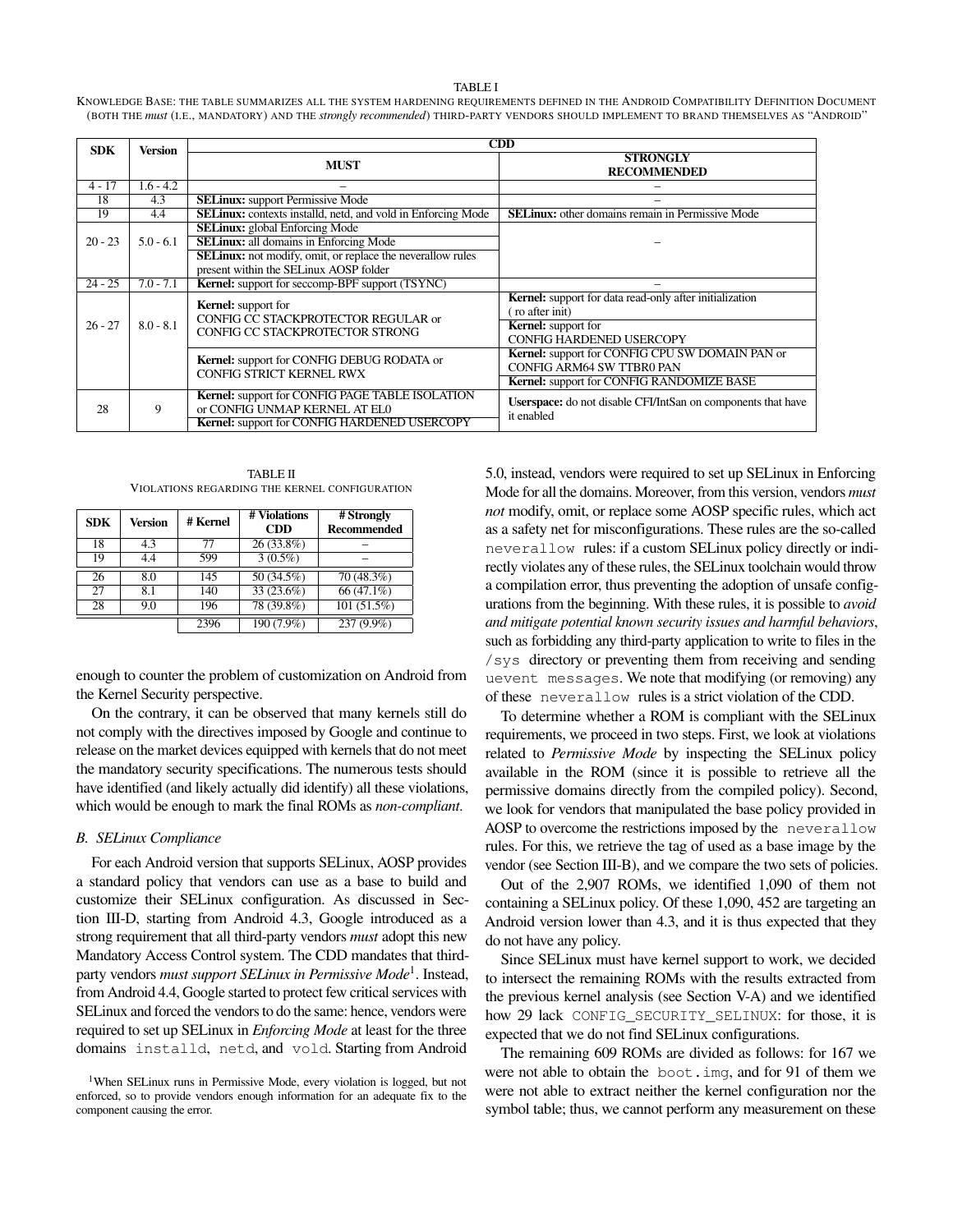TABLE I

Knowledge Base: the table summarizes all the system hardening requirements defined in the Android Compatibility Definition Document (both the *must* (i.e., mandatory) and the *strongly recommended*) third-party vendors should implement to brand themselves as "Android"

| SDK | Version | CDD | |
|---|---|---|---|
| | | **MUST** | **STRONGLY RECOMMENDED** |
| 4 - 17 | 1.6 - 4.2 | – | – |
| 18 | 4.3 | **SELinux:** support Permissive Mode | – |
| 19 | 4.4 | **SELinux:** contexts installd, netd, and vold in Enforcing Mode | **SELinux:** other domains remain in Permissive Mode |
| 20 - 23 | 5.0 - 6.1 | **SELinux:** global Enforcing Mode<br>**SELinux:** all domains in Enforcing Mode<br>**SELinux:** not modify, omit, or replace the neverallow rules present within the SELinux AOSP folder | – |
| 24 - 25 | 7.0 - 7.1 | **Kernel:** support for seccomp-BPF support (TSYNC) | – |
| 26 - 27 | 8.0 - 8.1 | **Kernel:** support for CONFIG CC STACKPROTECTOR REGULAR or CONFIG CC STACKPROTECTOR STRONG | **Kernel:** support for data read-only after initialization ( ro after init)<br>**Kernel:** support for CONFIG HARDENED USERCOPY |
| | | **Kernel:** support for CONFIG DEBUG RODATA or CONFIG STRICT KERNEL RWX | **Kernel:** support for CONFIG CPU SW DOMAIN PAN or CONFIG ARM64 SW TTBR0 PAN<br>**Kernel:** support for CONFIG RANDOMIZE BASE |
| 28 | 9 | **Kernel:** support for CONFIG PAGE TABLE ISOLATION or CONFIG UNMAP KERNEL AT EL0<br>**Kernel:** support for CONFIG HARDENED USERCOPY | **Userspace:** do not disable CFI/IntSan on components that have it enabled |

TABLE II

Violations regarding the kernel configuration

| SDK | Version | # Kernel | # Violations CDD | # Strongly Recommended |
|---|---|---|---|---|
| 18 | 4.3 | 77 | 26 (33.8%) | – |
| 19 | 4.4 | 599 | 3 (0.5%) | – |
| 26 | 8.0 | 145 | 50 (34.5%) | 70 (48.3%) |
| 27 | 8.1 | 140 | 33 (23.6%) | 66 (47.1%) |
| 28 | 9.0 | 196 | 78 (39.8%) | 101 (51.5%) |
| | | 2396 | 190 (7.9%) | 237 (9.9%) |

enough to counter the problem of customization on Android from the Kernel Security perspective.

On the contrary, it can be observed that many kernels still do not comply with the directives imposed by Google and continue to release on the market devices equipped with kernels that do not meet the mandatory security specifications. The numerous tests should have identified (and likely actually did identify) all these violations, which would be enough to mark the final ROMs as *non-compliant*.

### B. SELinux Compliance

For each Android version that supports SELinux, AOSP provides a standard policy that vendors can use as a base to build and customize their SELinux configuration. As discussed in Section III-D, starting from Android 4.3, Google introduced as a strong requirement that all third-party vendors *must* adopt this new Mandatory Access Control system. The CDD mandates that third-party vendors *must support SELinux in Permissive Mode*[1]. Instead, from Android 4.4, Google started to protect few critical services with SELinux and forced the vendors to do the same: hence, vendors were required to set up SELinux in *Enforcing Mode* at least for the three domains `installd`, `netd`, and `vold`. Starting from Android 5.0, instead, vendors were required to set up SELinux in Enforcing Mode for all the domains. Moreover, from this version, vendors *must not* modify, omit, or replace some AOSP specific rules, which act as a safety net for misconfigurations. These rules are the so-called `neverallow` rules: if a custom SELinux policy directly or indirectly violates any of these rules, the SELinux toolchain would throw a compilation error, thus preventing the adoption of unsafe configurations from the beginning. With these rules, it is possible to *avoid and mitigate potential known security issues and harmful behaviors*, such as forbidding any third-party application to write to files in the `/sys` directory or preventing them from receiving and sending `uevent messages`. We note that modifying (or removing) any of these `neverallow` rules is a strict violation of the CDD.

To determine whether a ROM is compliant with the SELinux requirements, we proceed in two steps. First, we look at violations related to *Permissive Mode* by inspecting the SELinux policy available in the ROM (since it is possible to retrieve all the permissive domains directly from the compiled policy). Second, we look for vendors that manipulated the base policy provided in AOSP to overcome the restrictions imposed by the `neverallow` rules. For this, we retrieve the tag of used as a base image by the vendor (see Section III-B), and we compare the two sets of policies.

Out of the 2,907 ROMs, we identified 1,090 of them not containing a SELinux policy. Of these 1,090, 452 are targeting an Android version lower than 4.3, and it is thus expected that they do not have any policy.

Since SELinux must have kernel support to work, we decided to intersect the remaining ROMs with the results extracted from the previous kernel analysis (see Section V-A) and we identified how 29 lack `CONFIG_SECURITY_SELINUX`: for those, it is expected that we do not find SELinux configurations.

The remaining 609 ROMs are divided as follows: for 167 we were not able to obtain the `boot.img`, and for 91 of them we were not able to extract neither the kernel configuration nor the symbol table; thus, we cannot perform any measurement on these

[1]When SELinux runs in Permissive Mode, every violation is logged, but not enforced, so to provide vendors enough information for an adequate fix to the component causing the error.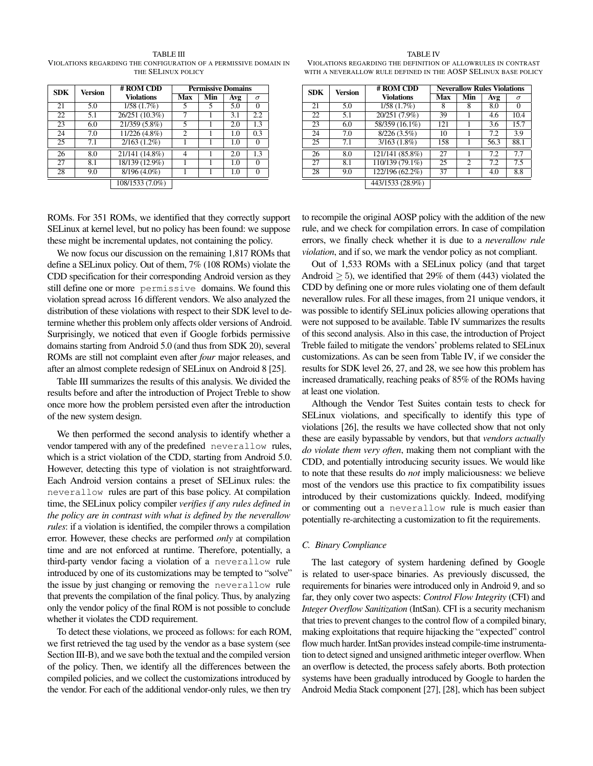TABLE III
VIOLATIONS REGARDING THE CONFIGURATION OF A PERMISSIVE DOMAIN IN THE SELINUX POLICY

| SDK | Version | # ROM CDD Violations | Permissive Domains | | | |
|---|---|---|---|---|---|---|
| | | | Max | Min | Avg | $\sigma$ |
| 21 | 5.0 | 1/58 (1.7%) | 5 | 5 | 5.0 | 0 |
| 22 | 5.1 | 26/251 (10.3%) | 7 | 1 | 3.1 | 2.2 |
| 23 | 6.0 | 21/359 (5.8%) | 5 | 1 | 2.0 | 1.3 |
| 24 | 7.0 | 11/226 (4.8%) | 2 | 1 | 1.0 | 0.3 |
| 25 | 7.1 | 2/163 (1.2%) | 1 | 1 | 1.0 | 0 |
| 26 | 8.0 | 21/141 (14.8%) | 4 | 1 | 2.0 | 1.3 |
| 27 | 8.1 | 18/139 (12.9%) | 1 | 1 | 1.0 | 0 |
| 28 | 9.0 | 8/196 (4.0%) | 1 | 1 | 1.0 | 0 |
| | | 108/1533 (7.0%) | | | | |

TABLE IV
VIOLATIONS REGARDING THE DEFINITION OF ALLOWRULES IN CONTRAST WITH A NEVERALLOW RULE DEFINED IN THE AOSP SELINUX BASE POLICY

| SDK | Version | # ROM CDD Violations | Neverallow Rules Violations | | | |
|---|---|---|---|---|---|---|
| | | | Max | Min | Avg | $\sigma$ |
| 21 | 5.0 | 1/58 (1.7%) | 8 | 8 | 8.0 | 0 |
| 22 | 5.1 | 20/251 (7.9%) | 39 | 1 | 4.6 | 10.4 |
| 23 | 6.0 | 58/359 (16.1%) | 121 | 1 | 3.6 | 15.7 |
| 24 | 7.0 | 8/226 (3.5%) | 10 | 1 | 7.2 | 3.9 |
| 25 | 7.1 | 3/163 (1.8%) | 158 | 1 | 56.3 | 88.1 |
| 26 | 8.0 | 121/141 (85.8%) | 27 | 1 | 7.2 | 7.7 |
| 27 | 8.1 | 110/139 (79.1%) | 25 | 2 | 7.2 | 7.5 |
| 28 | 9.0 | 122/196 (62.2%) | 37 | 1 | 4.0 | 8.8 |
| | | 443/1533 (28.9%) | | | | |

ROMs. For 351 ROMs, we identified that they correctly support SELinux at kernel level, but no policy has been found: we suppose these might be incremental updates, not containing the policy.

We now focus our discussion on the remaining 1,817 ROMs that define a SELinux policy. Out of them, 7% (108 ROMs) violate the CDD specification for their corresponding Android version as they still define one or more `permissive` domains. We found this violation spread across 16 different vendors. We also analyzed the distribution of these violations with respect to their SDK level to determine whether this problem only affects older versions of Android. Surprisingly, we noticed that even if Google forbids permissive domains starting from Android 5.0 (and thus from SDK 20), several ROMs are still not complaint even after *four* major releases, and after an almost complete redesign of SELinux on Android 8 [25].

Table III summarizes the results of this analysis. We divided the results before and after the introduction of Project Treble to show once more how the problem persisted even after the introduction of the new system design.

We then performed the second analysis to identify whether a vendor tampered with any of the predefined `neverallow` rules, which is a strict violation of the CDD, starting from Android 5.0. However, detecting this type of violation is not straightforward. Each Android version contains a preset of SELinux rules: the `neverallow` rules are part of this base policy. At compilation time, the SELinux policy compiler *verifies if any rules defined in the policy are in contrast with what is defined by the neverallow rules*: if a violation is identified, the compiler throws a compilation error. However, these checks are performed *only* at compilation time and are not enforced at runtime. Therefore, potentially, a third-party vendor facing a violation of a `neverallow` rule introduced by one of its customizations may be tempted to "solve" the issue by just changing or removing the `neverallow` rule that prevents the compilation of the final policy. Thus, by analyzing only the vendor policy of the final ROM is not possible to conclude whether it violates the CDD requirement.

To detect these violations, we proceed as follows: for each ROM, we first retrieved the tag used by the vendor as a base system (see Section III-B), and we save both the textual and the compiled version of the policy. Then, we identify all the differences between the compiled policies, and we collect the customizations introduced by the vendor. For each of the additional vendor-only rules, we then try to recompile the original AOSP policy with the addition of the new rule, and we check for compilation errors. In case of compilation errors, we finally check whether it is due to a *neverallow rule violation*, and if so, we mark the vendor policy as not compliant.

Out of 1,533 ROMs with a SELinux policy (and that target Android $\geq 5$), we identified that 29% of them (443) violated the CDD by defining one or more rules violating one of them default neverallow rules. For all these images, from 21 unique vendors, it was possible to identify SELinux policies allowing operations that were not supposed to be available. Table IV summarizes the results of this second analysis. Also in this case, the introduction of Project Treble failed to mitigate the vendors' problems related to SELinux customizations. As can be seen from Table IV, if we consider the results for SDK level 26, 27, and 28, we see how this problem has increased dramatically, reaching peaks of 85% of the ROMs having at least one violation.

Although the Vendor Test Suites contain tests to check for SELinux violations, and specifically to identify this type of violations [26], the results we have collected show that not only these are easily bypassable by vendors, but that *vendors actually do violate them very often*, making them not compliant with the CDD, and potentially introducing security issues. We would like to note that these results do *not* imply maliciousness: we believe most of the vendors use this practice to fix compatibility issues introduced by their customizations quickly. Indeed, modifying or commenting out a `neverallow` rule is much easier than potentially re-architecting a customization to fit the requirements.

### C. Binary Compliance

The last category of system hardening defined by Google is related to user-space binaries. As previously discussed, the requirements for binaries were introduced only in Android 9, and so far, they only cover two aspects: *Control Flow Integrity* (CFI) and *Integer Overflow Sanitization* (IntSan). CFI is a security mechanism that tries to prevent changes to the control flow of a compiled binary, making exploitations that require hijacking the "expected" control flow much harder. IntSan provides instead compile-time instrumentation to detect signed and unsigned arithmetic integer overflow. When an overflow is detected, the process safely aborts. Both protection systems have been gradually introduced by Google to harden the Android Media Stack component [27], [28], which has been subject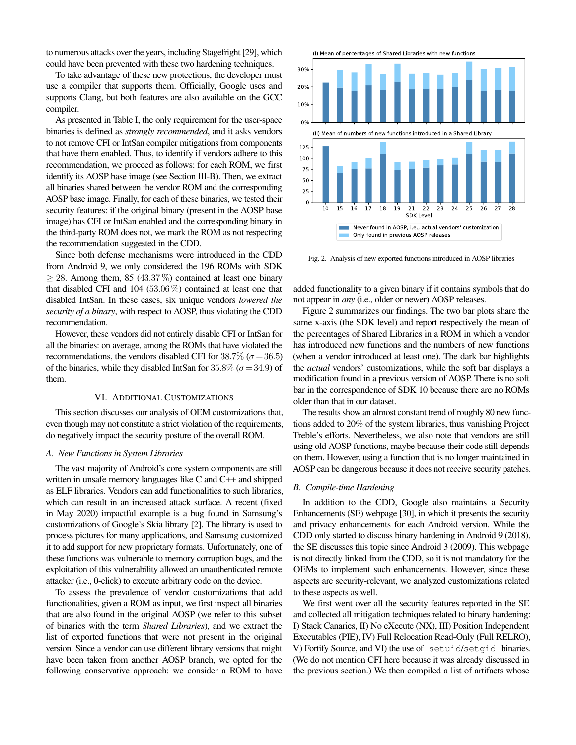to numerous attacks over the years, including Stagefright [29], which could have been prevented with these two hardening techniques.

To take advantage of these new protections, the developer must use a compiler that supports them. Officially, Google uses and supports Clang, but both features are also available on the GCC compiler.

As presented in Table I, the only requirement for the user-space binaries is defined as *strongly recommended*, and it asks vendors to not remove CFI or IntSan compiler mitigations from components that have them enabled. Thus, to identify if vendors adhere to this recommendation, we proceed as follows: for each ROM, we first identify its AOSP base image (see Section III-B). Then, we extract all binaries shared between the vendor ROM and the corresponding AOSP base image. Finally, for each of these binaries, we tested their security features: if the original binary (present in the AOSP base image) has CFI or IntSan enabled and the corresponding binary in the third-party ROM does not, we mark the ROM as not respecting the recommendation suggested in the CDD.

Since both defense mechanisms were introduced in the CDD from Android 9, we only considered the 196 ROMs with SDK $\geq 28$. Among them, 85 ($43.37\,\%$) contained at least one binary that disabled CFI and 104 ($53.06\,\%$) contained at least one that disabled IntSan. In these cases, six unique vendors *lowered the security of a binary*, with respect to AOSP, thus violating the CDD recommendation.

However, these vendors did not entirely disable CFI or IntSan for all the binaries: on average, among the ROMs that have violated the recommendations, the vendors disabled CFI for $38.7\%$ ($\sigma = 36.5$) of the binaries, while they disabled IntSan for $35.8\%$ ($\sigma = 34.9$) of them.

## VI. Additional Customizations

This section discusses our analysis of OEM customizations that, even though may not constitute a strict violation of the requirements, do negatively impact the security posture of the overall ROM.

### A. New Functions in System Libraries

The vast majority of Android's core system components are still written in unsafe memory languages like C and C++ and shipped as ELF libraries. Vendors can add functionalities to such libraries, which can result in an increased attack surface. A recent (fixed in May 2020) impactful example is a bug found in Samsung's customizations of Google's Skia library [2]. The library is used to process pictures for many applications, and Samsung customized it to add support for new proprietary formats. Unfortunately, one of these functions was vulnerable to memory corruption bugs, and the exploitation of this vulnerability allowed an unauthenticated remote attacker (i.e., 0-click) to execute arbitrary code on the device.

To assess the prevalence of vendor customizations that add functionalities, given a ROM as input, we first inspect all binaries that are also found in the original AOSP (we refer to this subset of binaries with the term *Shared Libraries*), and we extract the list of exported functions that were not present in the original version. Since a vendor can use different library versions that might have been taken from another AOSP branch, we opted for the following conservative approach: we consider a ROM to have added functionality to a given binary if it contains symbols that do not appear in *any* (i.e., older or newer) AOSP releases.

Fig. 2. Analysis of new exported functions introduced in AOSP libraries

Figure 2 summarizes our findings. The two bar plots share the same x-axis (the SDK level) and report respectively the mean of the percentages of Shared Libraries in a ROM in which a vendor has introduced new functions and the numbers of new functions (when a vendor introduced at least one). The dark bar highlights the *actual* vendors' customizations, while the soft bar displays a modification found in a previous version of AOSP. There is no soft bar in the correspondence of SDK 10 because there are no ROMs older than that in our dataset.

The results show an almost constant trend of roughly 80 new functions added to 20% of the system libraries, thus vanishing Project Treble's efforts. Nevertheless, we also note that vendors are still using old AOSP functions, maybe because their code still depends on them. However, using a function that is no longer maintained in AOSP can be dangerous because it does not receive security patches.

### B. Compile-time Hardening

In addition to the CDD, Google also maintains a Security Enhancements (SE) webpage [30], in which it presents the security and privacy enhancements for each Android version. While the CDD only started to discuss binary hardening in Android 9 (2018), the SE discusses this topic since Android 3 (2009). This webpage is not directly linked from the CDD, so it is not mandatory for the OEMs to implement such enhancements. However, since these aspects are security-relevant, we analyzed customizations related to these aspects as well.

We first went over all the security features reported in the SE and collected all mitigation techniques related to binary hardening: I) Stack Canaries, II) No eXecute (NX), III) Position Independent Executables (PIE), IV) Full Relocation Read-Only (Full RELRO), V) Fortify Source, and VI) the use of `setuid`/`setgid` binaries. (We do not mention CFI here because it was already discussed in the previous section.) We then compiled a list of artifacts whose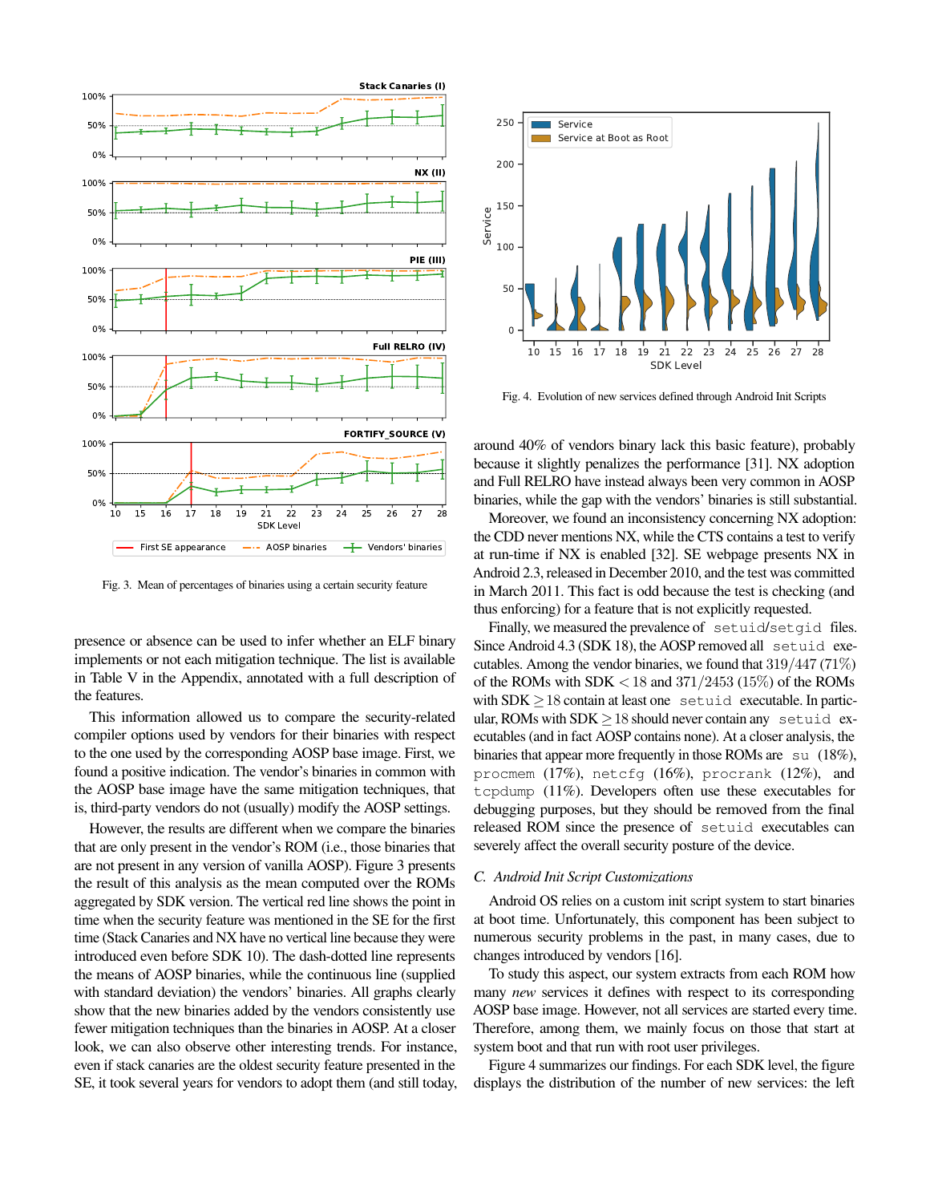Fig. 3. Mean of percentages of binaries using a certain security feature

presence or absence can be used to infer whether an ELF binary implements or not each mitigation technique. The list is available in Table V in the Appendix, annotated with a full description of the features.

This information allowed us to compare the security-related compiler options used by vendors for their binaries with respect to the one used by the corresponding AOSP base image. First, we found a positive indication. The vendor's binaries in common with the AOSP base image have the same mitigation techniques, that is, third-party vendors do not (usually) modify the AOSP settings.

However, the results are different when we compare the binaries that are only present in the vendor's ROM (i.e., those binaries that are not present in any version of vanilla AOSP). Figure 3 presents the result of this analysis as the mean computed over the ROMs aggregated by SDK version. The vertical red line shows the point in time when the security feature was mentioned in the SE for the first time (Stack Canaries and NX have no vertical line because they were introduced even before SDK 10). The dash-dotted line represents the means of AOSP binaries, while the continuous line (supplied with standard deviation) the vendors' binaries. All graphs clearly show that the new binaries added by the vendors consistently use fewer mitigation techniques than the binaries in AOSP. At a closer look, we can also observe other interesting trends. For instance, even if stack canaries are the oldest security feature presented in the SE, it took several years for vendors to adopt them (and still today, around 40% of vendors binary lack this basic feature), probably because it slightly penalizes the performance [31]. NX adoption and Full RELRO have instead always been very common in AOSP binaries, while the gap with the vendors' binaries is still substantial.

Fig. 4. Evolution of new services defined through Android Init Scripts

Moreover, we found an inconsistency concerning NX adoption: the CDD never mentions NX, while the CTS contains a test to verify at run-time if NX is enabled [32]. SE webpage presents NX in Android 2.3, released in December 2010, and the test was committed in March 2011. This fact is odd because the test is checking (and thus enforcing) for a feature that is not explicitly requested.

Finally, we measured the prevalence of `setuid`/`setgid` files. Since Android 4.3 (SDK 18), the AOSP removed all `setuid` executables. Among the vendor binaries, we found that $319/447$ (71%) of the ROMs with SDK $< 18$ and $371/2453$ (15%) of the ROMs with SDK $\geq 18$ contain at least one `setuid` executable. In particular, ROMs with SDK $\geq 18$ should never contain any `setuid` executables (and in fact AOSP contains none). At a closer analysis, the binaries that appear more frequently in those ROMs are `su` (18%), `procmem` (17%), `netcfg` (16%), `procrank` (12%), and `tcpdump` (11%). Developers often use these executables for debugging purposes, but they should be removed from the final released ROM since the presence of `setuid` executables can severely affect the overall security posture of the device.

### C. Android Init Script Customizations

Android OS relies on a custom init script system to start binaries at boot time. Unfortunately, this component has been subject to numerous security problems in the past, in many cases, due to changes introduced by vendors [16].

To study this aspect, our system extracts from each ROM how many *new* services it defines with respect to its corresponding AOSP base image. However, not all services are started every time. Therefore, among them, we mainly focus on those that start at system boot and that run with root user privileges.

Figure 4 summarizes our findings. For each SDK level, the figure displays the distribution of the number of new services: the left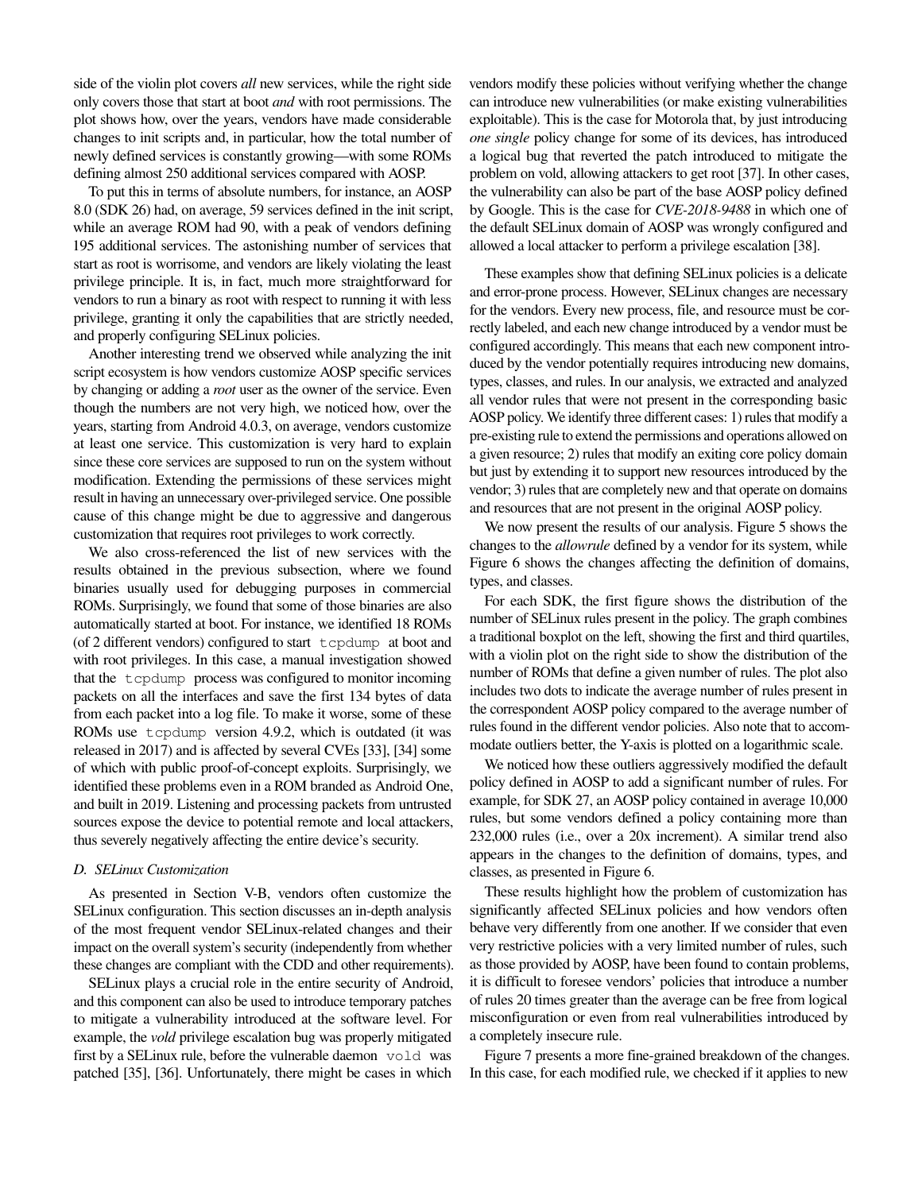side of the violin plot covers *all* new services, while the right side only covers those that start at boot *and* with root permissions. The plot shows how, over the years, vendors have made considerable changes to init scripts and, in particular, how the total number of newly defined services is constantly growing—with some ROMs defining almost 250 additional services compared with AOSP.

To put this in terms of absolute numbers, for instance, an AOSP 8.0 (SDK 26) had, on average, 59 services defined in the init script, while an average ROM had 90, with a peak of vendors defining 195 additional services. The astonishing number of services that start as root is worrisome, and vendors are likely violating the least privilege principle. It is, in fact, much more straightforward for vendors to run a binary as root with respect to running it with less privilege, granting it only the capabilities that are strictly needed, and properly configuring SELinux policies.

Another interesting trend we observed while analyzing the init script ecosystem is how vendors customize AOSP specific services by changing or adding a *root* user as the owner of the service. Even though the numbers are not very high, we noticed how, over the years, starting from Android 4.0.3, on average, vendors customize at least one service. This customization is very hard to explain since these core services are supposed to run on the system without modification. Extending the permissions of these services might result in having an unnecessary over-privileged service. One possible cause of this change might be due to aggressive and dangerous customization that requires root privileges to work correctly.

We also cross-referenced the list of new services with the results obtained in the previous subsection, where we found binaries usually used for debugging purposes in commercial ROMs. Surprisingly, we found that some of those binaries are also automatically started at boot. For instance, we identified 18 ROMs (of 2 different vendors) configured to start `tcpdump` at boot and with root privileges. In this case, a manual investigation showed that the `tcpdump` process was configured to monitor incoming packets on all the interfaces and save the first 134 bytes of data from each packet into a log file. To make it worse, some of these ROMs use `tcpdump` version 4.9.2, which is outdated (it was released in 2017) and is affected by several CVEs [33], [34] some of which with public proof-of-concept exploits. Surprisingly, we identified these problems even in a ROM branded as Android One, and built in 2019. Listening and processing packets from untrusted sources expose the device to potential remote and local attackers, thus severely negatively affecting the entire device's security.

### D. SELinux Customization

As presented in Section V-B, vendors often customize the SELinux configuration. This section discusses an in-depth analysis of the most frequent vendor SELinux-related changes and their impact on the overall system's security (independently from whether these changes are compliant with the CDD and other requirements).

SELinux plays a crucial role in the entire security of Android, and this component can also be used to introduce temporary patches to mitigate a vulnerability introduced at the software level. For example, the *vold* privilege escalation bug was properly mitigated first by a SELinux rule, before the vulnerable daemon `vold` was patched [35], [36]. Unfortunately, there might be cases in which vendors modify these policies without verifying whether the change can introduce new vulnerabilities (or make existing vulnerabilities exploitable). This is the case for Motorola that, by just introducing *one single* policy change for some of its devices, has introduced a logical bug that reverted the patch introduced to mitigate the problem on vold, allowing attackers to get root [37]. In other cases, the vulnerability can also be part of the base AOSP policy defined by Google. This is the case for *CVE-2018-9488* in which one of the default SELinux domain of AOSP was wrongly configured and allowed a local attacker to perform a privilege escalation [38].

These examples show that defining SELinux policies is a delicate and error-prone process. However, SELinux changes are necessary for the vendors. Every new process, file, and resource must be correctly labeled, and each new change introduced by a vendor must be configured accordingly. This means that each new component introduced by the vendor potentially requires introducing new domains, types, classes, and rules. In our analysis, we extracted and analyzed all vendor rules that were not present in the corresponding basic AOSP policy. We identify three different cases: 1) rules that modify a pre-existing rule to extend the permissions and operations allowed on a given resource; 2) rules that modify an exiting core policy domain but just by extending it to support new resources introduced by the vendor; 3) rules that are completely new and that operate on domains and resources that are not present in the original AOSP policy.

We now present the results of our analysis. Figure 5 shows the changes to the *allowrule* defined by a vendor for its system, while Figure 6 shows the changes affecting the definition of domains, types, and classes.

For each SDK, the first figure shows the distribution of the number of SELinux rules present in the policy. The graph combines a traditional boxplot on the left, showing the first and third quartiles, with a violin plot on the right side to show the distribution of the number of ROMs that define a given number of rules. The plot also includes two dots to indicate the average number of rules present in the correspondent AOSP policy compared to the average number of rules found in the different vendor policies. Also note that to accommodate outliers better, the Y-axis is plotted on a logarithmic scale.

We noticed how these outliers aggressively modified the default policy defined in AOSP to add a significant number of rules. For example, for SDK 27, an AOSP policy contained in average 10,000 rules, but some vendors defined a policy containing more than 232,000 rules (i.e., over a 20x increment). A similar trend also appears in the changes to the definition of domains, types, and classes, as presented in Figure 6.

These results highlight how the problem of customization has significantly affected SELinux policies and how vendors often behave very differently from one another. If we consider that even very restrictive policies with a very limited number of rules, such as those provided by AOSP, have been found to contain problems, it is difficult to foresee vendors' policies that introduce a number of rules 20 times greater than the average can be free from logical misconfiguration or even from real vulnerabilities introduced by a completely insecure rule.

Figure 7 presents a more fine-grained breakdown of the changes. In this case, for each modified rule, we checked if it applies to new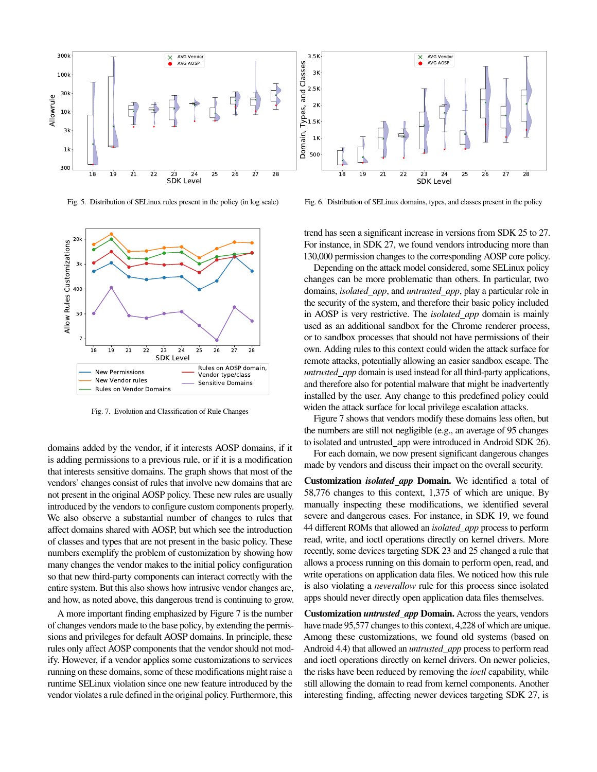Fig. 5. Distribution of SELinux rules present in the policy (in log scale)

Fig. 6. Distribution of SELinux domains, types, and classes present in the policy

Fig. 7. Evolution and Classification of Rule Changes

domains added by the vendor, if it interests AOSP domains, if it is adding permissions to a previous rule, or if it is a modification that interests sensitive domains. The graph shows that most of the vendors' changes consist of rules that involve new domains that are not present in the original AOSP policy. These new rules are usually introduced by the vendors to configure custom components properly. We also observe a substantial number of changes to rules that affect domains shared with AOSP, but which see the introduction of classes and types that are not present in the basic policy. These numbers exemplify the problem of customization by showing how many changes the vendor makes to the initial policy configuration so that new third-party components can interact correctly with the entire system. But this also shows how intrusive vendor changes are, and how, as noted above, this dangerous trend is continuing to grow.

A more important finding emphasized by Figure 7 is the number of changes vendors made to the base policy, by extending the permissions and privileges for default AOSP domains. In principle, these rules only affect AOSP components that the vendor should not modify. However, if a vendor applies some customizations to services running on these domains, some of these modifications might raise a runtime SELinux violation since one new feature introduced by the vendor violates a rule defined in the original policy. Furthermore, this trend has seen a significant increase in versions from SDK 25 to 27. For instance, in SDK 27, we found vendors introducing more than 130,000 permission changes to the corresponding AOSP core policy.

Depending on the attack model considered, some SELinux policy changes can be more problematic than others. In particular, two domains, *isolated_app*, and *untrusted_app*, play a particular role in the security of the system, and therefore their basic policy included in AOSP is very restrictive. The *isolated_app* domain is mainly used as an additional sandbox for the Chrome renderer process, or to sandbox processes that should not have permissions of their own. Adding rules to this context could widen the attack surface for remote attacks, potentially allowing an easier sandbox escape. The *untrusted_app* domain is used instead for all third-party applications, and therefore also for potential malware that might be inadvertently installed by the user. Any change to this predefined policy could widen the attack surface for local privilege escalation attacks.

Figure 7 shows that vendors modify these domains less often, but the numbers are still not negligible (e.g., an average of 95 changes to isolated and untrusted_app were introduced in Android SDK 26).

For each domain, we now present significant dangerous changes made by vendors and discuss their impact on the overall security.

**Customization *isolated_app* Domain.** We identified a total of 58,776 changes to this context, 1,375 of which are unique. By manually inspecting these modifications, we identified several severe and dangerous cases. For instance, in SDK 19, we found 44 different ROMs that allowed an *isolated_app* process to perform read, write, and ioctl operations directly on kernel drivers. More recently, some devices targeting SDK 23 and 25 changed a rule that allows a process running on this domain to perform open, read, and write operations on application data files. We noticed how this rule is also violating a *neverallow* rule for this process since isolated apps should never directly open application data files themselves.

**Customization *untrusted_app* Domain.** Across the years, vendors have made 95,577 changes to this context, 4,228 of which are unique. Among these customizations, we found old systems (based on Android 4.4) that allowed an *untrusted_app* process to perform read and ioctl operations directly on kernel drivers. On newer policies, the risks have been reduced by removing the *ioctl* capability, while still allowing the domain to read from kernel components. Another interesting finding, affecting newer devices targeting SDK 27, is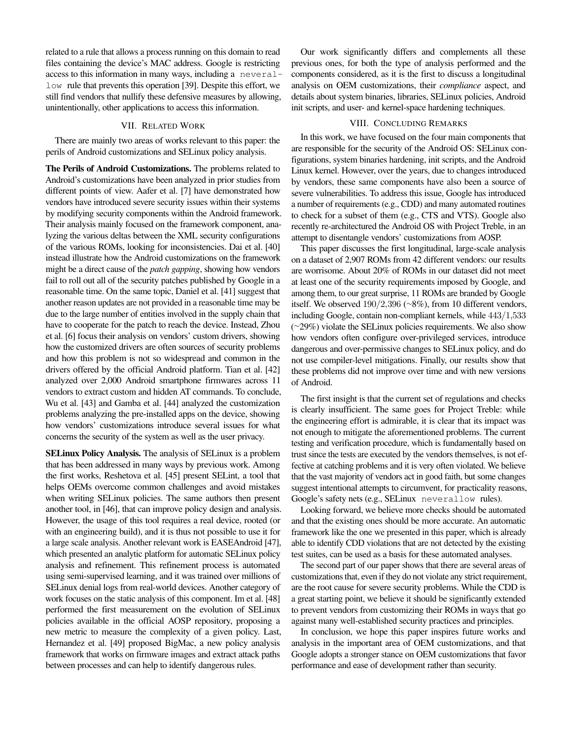related to a rule that allows a process running on this domain to read files containing the device's MAC address. Google is restricting access to this information in many ways, including a `neverallow` rule that prevents this operation [39]. Despite this effort, we still find vendors that nullify these defensive measures by allowing, unintentionally, other applications to access this information.

## VII. Related Work

There are mainly two areas of works relevant to this paper: the perils of Android customizations and SELinux policy analysis.

**The Perils of Android Customizations.** The problems related to Android's customizations have been analyzed in prior studies from different points of view. Aafer et al. [7] have demonstrated how vendors have introduced severe security issues within their systems by modifying security components within the Android framework. Their analysis mainly focused on the framework component, analyzing the various deltas between the XML security configurations of the various ROMs, looking for inconsistencies. Dai et al. [40] instead illustrate how the Android customizations on the framework might be a direct cause of the *patch gapping*, showing how vendors fail to roll out all of the security patches published by Google in a reasonable time. On the same topic, Daniel et al. [41] suggest that another reason updates are not provided in a reasonable time may be due to the large number of entities involved in the supply chain that have to cooperate for the patch to reach the device. Instead, Zhou et al. [6] focus their analysis on vendors' custom drivers, showing how the customized drivers are often sources of security problems and how this problem is not so widespread and common in the drivers offered by the official Android platform. Tian et al. [42] analyzed over 2,000 Android smartphone firmwares across 11 vendors to extract custom and hidden AT commands. To conclude, Wu et al. [43] and Gamba et al. [44] analyzed the customization problems analyzing the pre-installed apps on the device, showing how vendors' customizations introduce several issues for what concerns the security of the system as well as the user privacy.

**SELinux Policy Analysis.** The analysis of SELinux is a problem that has been addressed in many ways by previous work. Among the first works, Reshetova et al. [45] present SELint, a tool that helps OEMs overcome common challenges and avoid mistakes when writing SELinux policies. The same authors then present another tool, in [46], that can improve policy design and analysis. However, the usage of this tool requires a real device, rooted (or with an engineering build), and it is thus not possible to use it for a large scale analysis. Another relevant work is EASEAndroid [47], which presented an analytic platform for automatic SELinux policy analysis and refinement. This refinement process is automated using semi-supervised learning, and it was trained over millions of SELinux denial logs from real-world devices. Another category of work focuses on the static analysis of this component. Im et al. [48] performed the first measurement on the evolution of SELinux policies available in the official AOSP repository, proposing a new metric to measure the complexity of a given policy. Last, Hernandez et al. [49] proposed BigMac, a new policy analysis framework that works on firmware images and extract attack paths between processes and can help to identify dangerous rules.

Our work significantly differs and complements all these previous ones, for both the type of analysis performed and the components considered, as it is the first to discuss a longitudinal analysis on OEM customizations, their *compliance* aspect, and details about system binaries, libraries, SELinux policies, Android init scripts, and user- and kernel-space hardening techniques.

## VIII. Concluding Remarks

In this work, we have focused on the four main components that are responsible for the security of the Android OS: SELinux configurations, system binaries hardening, init scripts, and the Android Linux kernel. However, over the years, due to changes introduced by vendors, these same components have also been a source of severe vulnerabilities. To address this issue, Google has introduced a number of requirements (e.g., CDD) and many automated routines to check for a subset of them (e.g., CTS and VTS). Google also recently re-architectured the Android OS with Project Treble, in an attempt to disentangle vendors' customizations from AOSP.

This paper discusses the first longitudinal, large-scale analysis on a dataset of 2,907 ROMs from 42 different vendors: our results are worrisome. About 20% of ROMs in our dataset did not meet at least one of the security requirements imposed by Google, and among them, to our great surprise, 11 ROMs are branded by Google itself. We observed $190/2{,}396$ (~8%), from 10 different vendors, including Google, contain non-compliant kernels, while $443/1{,}533$ (~29%) violate the SELinux policies requirements. We also show how vendors often configure over-privileged services, introduce dangerous and over-permissive changes to SELinux policy, and do not use compiler-level mitigations. Finally, our results show that these problems did not improve over time and with new versions of Android.

The first insight is that the current set of regulations and checks is clearly insufficient. The same goes for Project Treble: while the engineering effort is admirable, it is clear that its impact was not enough to mitigate the aforementioned problems. The current testing and verification procedure, which is fundamentally based on trust since the tests are executed by the vendors themselves, is not effective at catching problems and it is very often violated. We believe that the vast majority of vendors act in good faith, but some changes suggest intentional attempts to circumvent, for practicality reasons, Google's safety nets (e.g., SELinux `neverallow` rules).

Looking forward, we believe more checks should be automated and that the existing ones should be more accurate. An automatic framework like the one we presented in this paper, which is already able to identify CDD violations that are not detected by the existing test suites, can be used as a basis for these automated analyses.

The second part of our paper shows that there are several areas of customizations that, even if they do not violate any strict requirement, are the root cause for severe security problems. While the CDD is a great starting point, we believe it should be significantly extended to prevent vendors from customizing their ROMs in ways that go against many well-established security practices and principles.

In conclusion, we hope this paper inspires future works and analysis in the important area of OEM customizations, and that Google adopts a stronger stance on OEM customizations that favor performance and ease of development rather than security.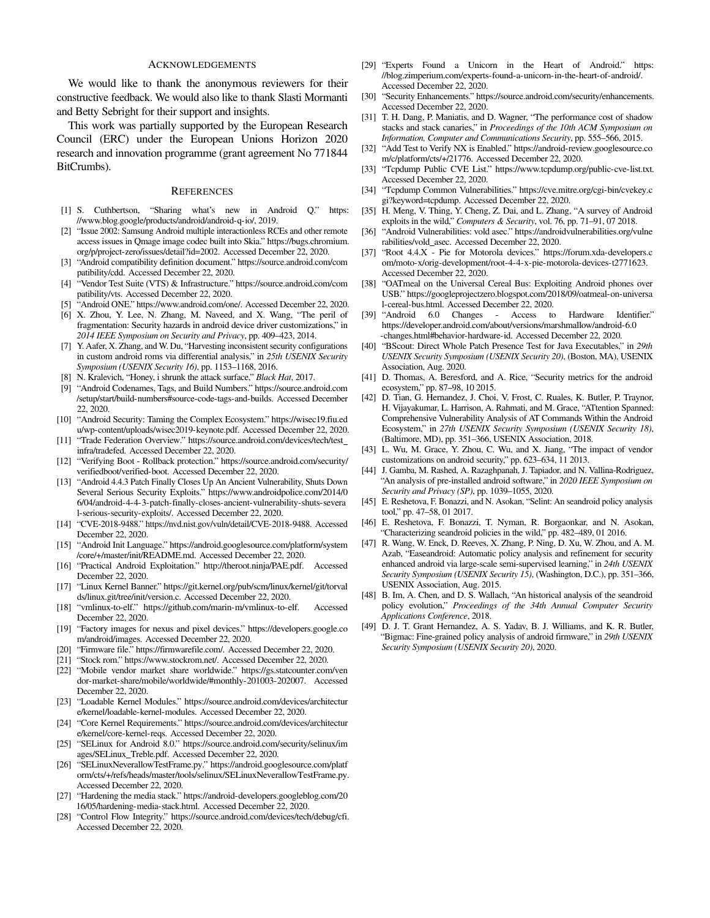## Acknowledgements

We would like to thank the anonymous reviewers for their constructive feedback. We would also like to thank Slasti Mormanti and Betty Sebright for their support and insights.

This work was partially supported by the European Research Council (ERC) under the European Unions Horizon 2020 research and innovation programme (grant agreement No 771844 BitCrumbs).

## References

[1] S. Cuthbertson, "Sharing what's new in Android Q." https://www.blog.google/products/android/android-q-io/, 2019.

[2] "Issue 2002: Samsung Android multiple interactionless RCEs and other remote access issues in Qmage image codec built into Skia." https://bugs.chromium.org/p/project-zero/issues/detail?id=2002. Accessed December 22, 2020.

[3] "Android compatibility definition document." https://source.android.com/compatibility/cdd. Accessed December 22, 2020.

[4] "Vendor Test Suite (VTS) & Infrastructure." https://source.android.com/compatibility/vts. Accessed December 22, 2020.

[5] "Android ONE." https://www.android.com/one/. Accessed December 22, 2020.

[6] X. Zhou, Y. Lee, N. Zhang, M. Naveed, and X. Wang, "The peril of fragmentation: Security hazards in android device driver customizations," in *2014 IEEE Symposium on Security and Privacy*, pp. 409–423, 2014.

[7] Y. Aafer, X. Zhang, and W. Du, "Harvesting inconsistent security configurations in custom android roms via differential analysis," in *25th USENIX Security Symposium (USENIX Security 16)*, pp. 1153–1168, 2016.

[8] N. Kralevich, "Honey, i shrunk the attack surface," *Black Hat*, 2017.

[9] "Android Codenames, Tags, and Build Numbers." https://source.android.com/setup/start/build-numbers#source-code-tags-and-builds. Accessed December 22, 2020.

[10] "Android Security: Taming the Complex Ecosystem." https://wisec19.fiu.edu/wp-content/uploads/wisec2019-keynote.pdf. Accessed December 22, 2020.

[11] "Trade Federation Overview." https://source.android.com/devices/tech/test_infra/tradefed. Accessed December 22, 2020.

[12] "Verifying Boot - Rollback protection." https://source.android.com/security/verifiedboot/verified-boot. Accessed December 22, 2020.

[13] "Android 4.4.3 Patch Finally Closes Up An Ancient Vulnerability, Shuts Down Several Serious Security Exploits." https://www.androidpolice.com/2014/06/04/android-4-4-3-patch-finally-closes-ancient-vulnerability-shuts-several-serious-security-exploits/. Accessed December 22, 2020.

[14] "CVE-2018-9488." https://nvd.nist.gov/vuln/detail/CVE-2018-9488. Accessed December 22, 2020.

[15] "Android Init Language." https://android.googlesource.com/platform/system/core/+/master/init/README.md. Accessed December 22, 2020.

[16] "Practical Android Exploitation." http://theroot.ninja/PAE.pdf. Accessed December 22, 2020.

[17] "Linux Kernel Banner." https://git.kernel.org/pub/scm/linux/kernel/git/torvalds/linux.git/tree/init/version.c. Accessed December 22, 2020.

[18] "vmlinux-to-elf." https://github.com/marin-m/vmlinux-to-elf. Accessed December 22, 2020.

[19] "Factory images for nexus and pixel devices." https://developers.google.com/android/images. Accessed December 22, 2020.

[20] "Firmware file." https://firmwarefile.com/. Accessed December 22, 2020.

[21] "Stock rom." https://www.stockrom.net/. Accessed December 22, 2020.

[22] "Mobile vendor market share worldwide." https://gs.statcounter.com/vendor-market-share/mobile/worldwide/#monthly-201003-202007. Accessed December 22, 2020.

[23] "Loadable Kernel Modules." https://source.android.com/devices/architecture/kernel/loadable-kernel-modules. Accessed December 22, 2020.

[24] "Core Kernel Requirements." https://source.android.com/devices/architecture/kernel/core-kernel-reqs. Accessed December 22, 2020.

[25] "SELinux for Android 8.0." https://source.android.com/security/selinux/images/SELinux_Treble.pdf. Accessed December 22, 2020.

[26] "SELinuxNeverallowTestFrame.py." https://android.googlesource.com/platform/cts/+/refs/heads/master/tools/selinux/SELinuxNeverallowTestFrame.py. Accessed December 22, 2020.

[27] "Hardening the media stack." https://android-developers.googleblog.com/2016/05/hardening-media-stack.html. Accessed December 22, 2020.

[28] "Control Flow Integrity." https://source.android.com/devices/tech/debug/cfi. Accessed December 22, 2020.

[29] "Experts Found a Unicorn in the Heart of Android." https://blog.zimperium.com/experts-found-a-unicorn-in-the-heart-of-android/. Accessed December 22, 2020.

[30] "Security Enhancements." https://source.android.com/security/enhancements. Accessed December 22, 2020.

[31] T. H. Dang, P. Maniatis, and D. Wagner, "The performance cost of shadow stacks and stack canaries," in *Proceedings of the 10th ACM Symposium on Information, Computer and Communications Security*, pp. 555–566, 2015.

[32] "Add Test to Verify NX is Enabled." https://android-review.googlesource.com/c/platform/cts/+/21776. Accessed December 22, 2020.

[33] "Tcpdump Public CVE List." https://www.tcpdump.org/public-cve-list.txt. Accessed December 22, 2020.

[34] "Tcpdump Common Vulnerabilities." https://cve.mitre.org/cgi-bin/cvekey.cgi?keyword=tcpdump. Accessed December 22, 2020.

[35] H. Meng, V. Thing, Y. Cheng, Z. Dai, and L. Zhang, "A survey of Android exploits in the wild," *Computers & Security*, vol. 76, pp. 71–91, 07 2018.

[36] "Android Vulnerabilities: vold asec." https://androidvulnerabilities.org/vulnerabilities/vold_asec. Accessed December 22, 2020.

[37] "Root 4.4.X - Pie for Motorola devices." https://forum.xda-developers.com/moto-x/orig-development/root-4-4-x-pie-motorola-devices-t2771623. Accessed December 22, 2020.

[38] "OATmeal on the Universal Cereal Bus: Exploiting Android phones over USB." https://googleprojectzero.blogspot.com/2018/09/oatmeal-on-universal-cereal-bus.html. Accessed December 22, 2020.

[39] "Android 6.0 Changes - Access to Hardware Identifier." https://developer.android.com/about/versions/marshmallow/android-6.0-changes.html#behavior-hardware-id. Accessed December 22, 2020.

[40] "BScout: Direct Whole Patch Presence Test for Java Executables," in *29th USENIX Security Symposium (USENIX Security 20)*, (Boston, MA), USENIX Association, Aug. 2020.

[41] D. Thomas, A. Beresford, and A. Rice, "Security metrics for the android ecosystem," pp. 87–98, 10 2015.

[42] D. Tian, G. Hernandez, J. Choi, V. Frost, C. Ruales, K. Butler, P. Traynor, H. Vijayakumar, L. Harrison, A. Rahmati, and M. Grace, "ATtention Spanned: Comprehensive Vulnerability Analysis of AT Commands Within the Android Ecosystem," in *27th USENIX Security Symposium (USENIX Security 18)*, (Baltimore, MD), pp. 351–366, USENIX Association, 2018.

[43] L. Wu, M. Grace, Y. Zhou, C. Wu, and X. Jiang, "The impact of vendor customizations on android security," pp. 623–634, 11 2013.

[44] J. Gamba, M. Rashed, A. Razaghpanah, J. Tapiador, and N. Vallina-Rodriguez, "An analysis of pre-installed android software," in *2020 IEEE Symposium on Security and Privacy (SP)*, pp. 1039–1055, 2020.

[45] E. Reshetova, F. Bonazzi, and N. Asokan, "Selint: An seandroid policy analysis tool," pp. 47–58, 01 2017.

[46] E. Reshetova, F. Bonazzi, T. Nyman, R. Borgaonkar, and N. Asokan, "Characterizing seandroid policies in the wild," pp. 482–489, 01 2016.

[47] R. Wang, W. Enck, D. Reeves, X. Zhang, P. Ning, D. Xu, W. Zhou, and A. M. Azab, "Easeandroid: Automatic policy analysis and refinement for security enhanced android via large-scale semi-supervised learning," in *24th USENIX Security Symposium (USENIX Security 15)*, (Washington, D.C.), pp. 351–366, USENIX Association, Aug. 2015.

[48] B. Im, A. Chen, and D. S. Wallach, "An historical analysis of the seandroid policy evolution," *Proceedings of the 34th Annual Computer Security Applications Conference*, 2018.

[49] D. J. T. Grant Hernandez, A. S. Yadav, B. J. Williams, and K. R. Butler, "Bigmac: Fine-grained policy analysis of android firmware," in *29th USENIX Security Symposium (USENIX Security 20)*, 2020.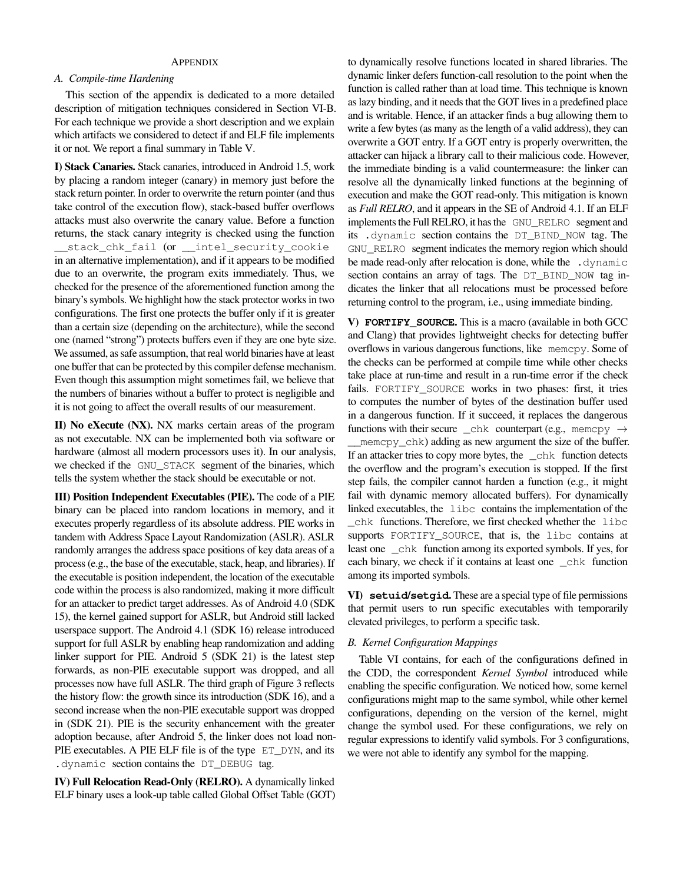## APPENDIX

### A. Compile-time Hardening

This section of the appendix is dedicated to a more detailed description of mitigation techniques considered in Section VI-B. For each technique we provide a short description and we explain which artifacts we considered to detect if and ELF file implements it or not. We report a final summary in Table V.

**I) Stack Canaries.** Stack canaries, introduced in Android 1.5, work by placing a random integer (canary) in memory just before the stack return pointer. In order to overwrite the return pointer (and thus take control of the execution flow), stack-based buffer overflows attacks must also overwrite the canary value. Before a function returns, the stack canary integrity is checked using the function `__stack_chk_fail` (or `__intel_security_cookie` in an alternative implementation), and if it appears to be modified due to an overwrite, the program exits immediately. Thus, we checked for the presence of the aforementioned function among the binary's symbols. We highlight how the stack protector works in two configurations. The first one protects the buffer only if it is greater than a certain size (depending on the architecture), while the second one (named "strong") protects buffers even if they are one byte size. We assumed, as safe assumption, that real world binaries have at least one buffer that can be protected by this compiler defense mechanism. Even though this assumption might sometimes fail, we believe that the numbers of binaries without a buffer to protect is negligible and it is not going to affect the overall results of our measurement.

**II) No eXecute (NX).** NX marks certain areas of the program as not executable. NX can be implemented both via software or hardware (almost all modern processors uses it). In our analysis, we checked if the `GNU_STACK` segment of the binaries, which tells the system whether the stack should be executable or not.

**III) Position Independent Executables (PIE).** The code of a PIE binary can be placed into random locations in memory, and it executes properly regardless of its absolute address. PIE works in tandem with Address Space Layout Randomization (ASLR). ASLR randomly arranges the address space positions of key data areas of a process (e.g., the base of the executable, stack, heap, and libraries). If the executable is position independent, the location of the executable code within the process is also randomized, making it more difficult for an attacker to predict target addresses. As of Android 4.0 (SDK 15), the kernel gained support for ASLR, but Android still lacked userspace support. The Android 4.1 (SDK 16) release introduced support for full ASLR by enabling heap randomization and adding linker support for PIE. Android 5 (SDK 21) is the latest step forwards, as non-PIE executable support was dropped, and all processes now have full ASLR. The third graph of Figure 3 reflects the history flow: the growth since its introduction (SDK 16), and a second increase when the non-PIE executable support was dropped in (SDK 21). PIE is the security enhancement with the greater adoption because, after Android 5, the linker does not load non-PIE executables. A PIE ELF file is of the type `ET_DYN`, and its `.dynamic` section contains the `DT_DEBUG` tag.

**IV) Full Relocation Read-Only (RELRO).** A dynamically linked ELF binary uses a look-up table called Global Offset Table (GOT) to dynamically resolve functions located in shared libraries. The dynamic linker defers function-call resolution to the point when the function is called rather than at load time. This technique is known as lazy binding, and it needs that the GOT lives in a predefined place and is writable. Hence, if an attacker finds a bug allowing them to write a few bytes (as many as the length of a valid address), they can overwrite a GOT entry. If a GOT entry is properly overwritten, the attacker can hijack a library call to their malicious code. However, the immediate binding is a valid countermeasure: the linker can resolve all the dynamically linked functions at the beginning of execution and make the GOT read-only. This mitigation is known as *Full RELRO*, and it appears in the SE of Android 4.1. If an ELF implements the Full RELRO, it has the `GNU_RELRO` segment and its `.dynamic` section contains the `DT_BIND_NOW` tag. The `GNU_RELRO` segment indicates the memory region which should be made read-only after relocation is done, while the `.dynamic` section contains an array of tags. The `DT_BIND_NOW` tag indicates the linker that all relocations must be processed before returning control to the program, i.e., using immediate binding.

**V) `FORTIFY_SOURCE`.** This is a macro (available in both GCC and Clang) that provides lightweight checks for detecting buffer overflows in various dangerous functions, like `memcpy`. Some of the checks can be performed at compile time while other checks take place at run-time and result in a run-time error if the check fails. `FORTIFY_SOURCE` works in two phases: first, it tries to computes the number of bytes of the destination buffer used in a dangerous function. If it succeed, it replaces the dangerous functions with their secure `_chk` counterpart (e.g., `memcpy` → `__memcpy_chk`) adding as new argument the size of the buffer. If an attacker tries to copy more bytes, the `_chk` function detects the overflow and the program's execution is stopped. If the first step fails, the compiler cannot harden a function (e.g., it might fail with dynamic memory allocated buffers). For dynamically linked executables, the `libc` contains the implementation of the `_chk` functions. Therefore, we first checked whether the `libc` supports `FORTIFY_SOURCE`, that is, the `libc` contains at least one `_chk` function among its exported symbols. If yes, for each binary, we check if it contains at least one `_chk` function among its imported symbols.

**VI) `setuid/setgid`.** These are a special type of file permissions that permit users to run specific executables with temporarily elevated privileges, to perform a specific task.

### B. Kernel Configuration Mappings

Table VI contains, for each of the configurations defined in the CDD, the correspondent *Kernel Symbol* introduced while enabling the specific configuration. We noticed how, some kernel configurations might map to the same symbol, while other kernel configurations, depending on the version of the kernel, might change the symbol used. For these configurations, we rely on regular expressions to identify valid symbols. For 3 configurations, we were not able to identify any symbol for the mapping.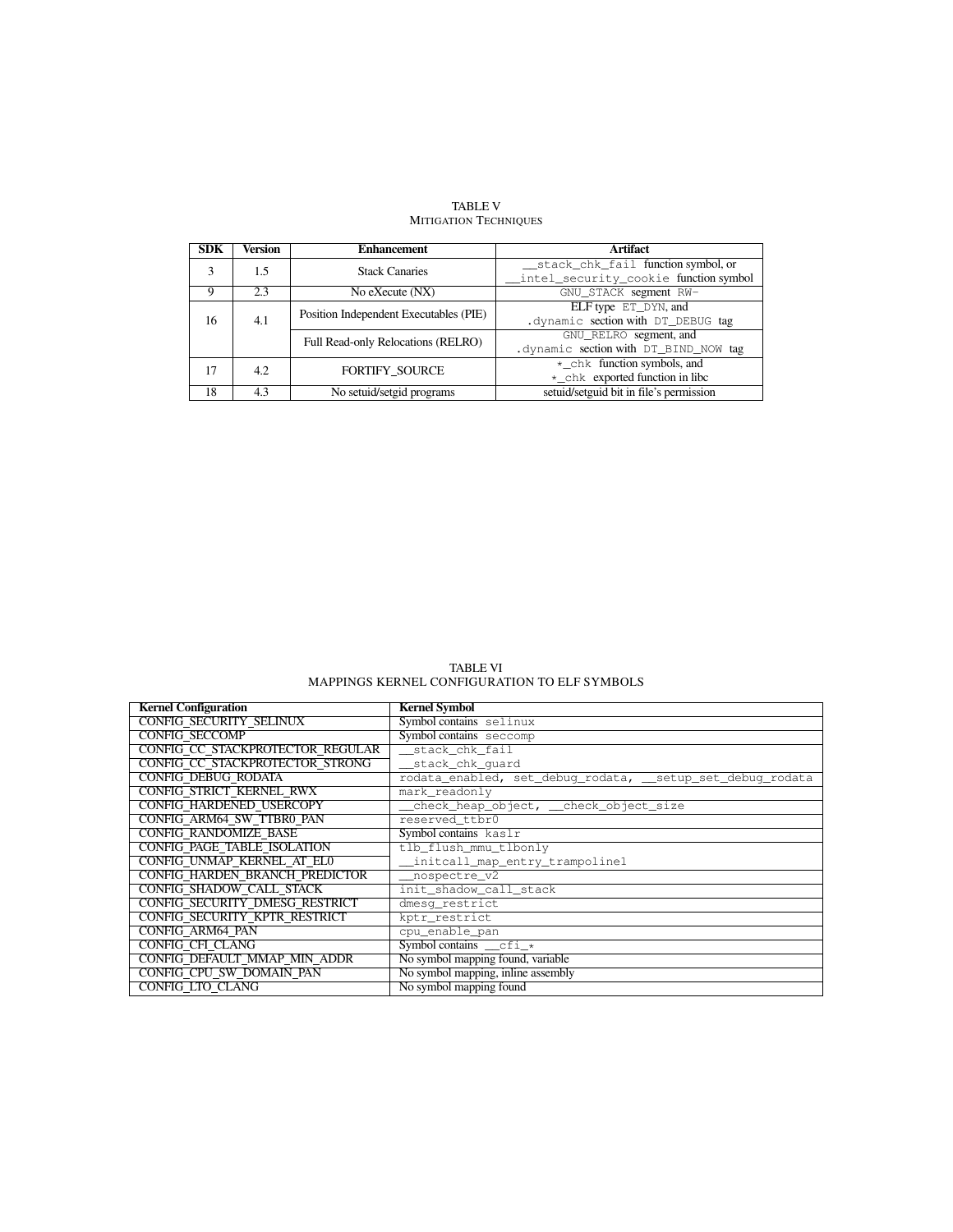TABLE V
MITIGATION TECHNIQUES

| SDK | Version | Enhancement | Artifact |
|---|---|---|---|
| 3 | 1.5 | Stack Canaries | `__stack_chk_fail` function symbol, or `__intel_security_cookie` function symbol |
| 9 | 2.3 | No eXecute (NX) | `GNU_STACK` segment `RW-` |
| 16 | 4.1 | Position Independent Executables (PIE) | ELF type `ET_DYN`, and `.dynamic` section with `DT_DEBUG` tag |
|  |  | Full Read-only Relocations (RELRO) | `GNU_RELRO` segment, and `.dynamic` section with `DT_BIND_NOW` tag |
| 17 | 4.2 | FORTIFY_SOURCE | `*_chk` function symbols, and `*_chk` exported function in libc |
| 18 | 4.3 | No setuid/setgid programs | setuid/setguid bit in file's permission |

TABLE VI
MAPPINGS KERNEL CONFIGURATION TO ELF SYMBOLS

| Kernel Configuration | Kernel Symbol |
|---|---|
| CONFIG_SECURITY_SELINUX | Symbol contains `selinux` |
| CONFIG_SECCOMP | Symbol contains `seccomp` |
| CONFIG_CC_STACKPROTECTOR_REGULAR | `__stack_chk_fail` |
| CONFIG_CC_STACKPROTECTOR_STRONG | `__stack_chk_guard` |
| CONFIG_DEBUG_RODATA | `rodata_enabled, set_debug_rodata, __setup_set_debug_rodata` |
| CONFIG_STRICT_KERNEL_RWX | `mark_readonly` |
| CONFIG_HARDENED_USERCOPY | `__check_heap_object, __check_object_size` |
| CONFIG_ARM64_SW_TTBR0_PAN | `reserved_ttbr0` |
| CONFIG_RANDOMIZE_BASE | Symbol contains `kaslr` |
| CONFIG_PAGE_TABLE_ISOLATION | `tlb_flush_mmu_tlbonly` |
| CONFIG_UNMAP_KERNEL_AT_EL0 | `__initcall_map_entry_trampoline1` |
| CONFIG_HARDEN_BRANCH_PREDICTOR | `__nospectre_v2` |
| CONFIG_SHADOW_CALL_STACK | `init_shadow_call_stack` |
| CONFIG_SECURITY_DMESG_RESTRICT | `dmesg_restrict` |
| CONFIG_SECURITY_KPTR_RESTRICT | `kptr_restrict` |
| CONFIG_ARM64_PAN | `cpu_enable_pan` |
| CONFIG_CFI_CLANG | Symbol contains `__cfi_*` |
| CONFIG_DEFAULT_MMAP_MIN_ADDR | No symbol mapping found, variable |
| CONFIG_CPU_SW_DOMAIN_PAN | No symbol mapping, inline assembly |
| CONFIG_LTO_CLANG | No symbol mapping found |